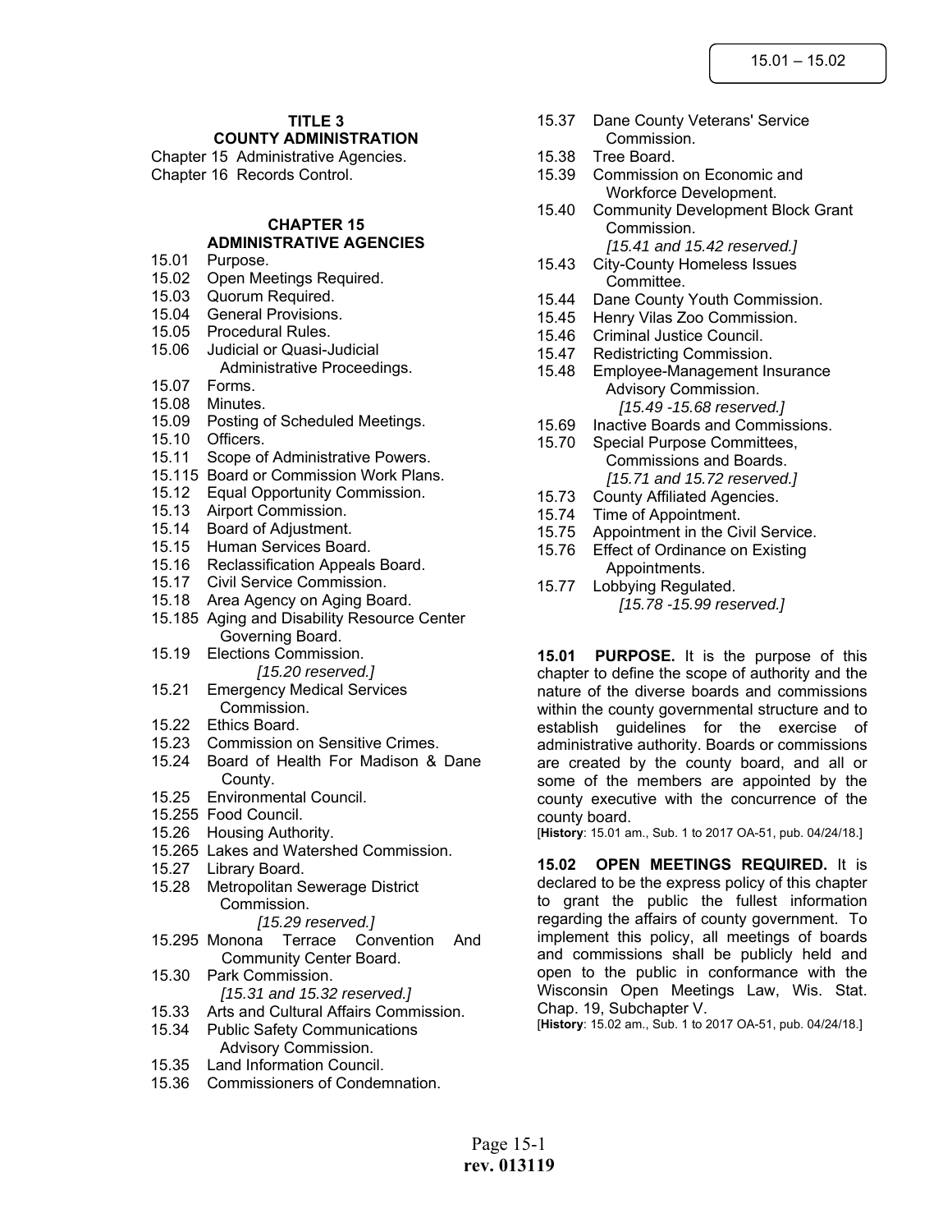## TITLE 3
## COUNTY ADMINISTRATION

Chapter 15 Administrative Agencies.
Chapter 16 Records Control.

## CHAPTER 15
## ADMINISTRATIVE AGENCIES

15.01 Purpose.
15.02 Open Meetings Required.
15.03 Quorum Required.
15.04 General Provisions.
15.05 Procedural Rules.
15.06 Judicial or Quasi-Judicial Administrative Proceedings.
15.07 Forms.
15.08 Minutes.
15.09 Posting of Scheduled Meetings.
15.10 Officers.
15.11 Scope of Administrative Powers.
15.115 Board or Commission Work Plans.
15.12 Equal Opportunity Commission.
15.13 Airport Commission.
15.14 Board of Adjustment.
15.15 Human Services Board.
15.16 Reclassification Appeals Board.
15.17 Civil Service Commission.
15.18 Area Agency on Aging Board.
15.185 Aging and Disability Resource Center Governing Board.
15.19 Elections Commission.
*[15.20 reserved.]*
15.21 Emergency Medical Services Commission.
15.22 Ethics Board.
15.23 Commission on Sensitive Crimes.
15.24 Board of Health For Madison & Dane County.
15.25 Environmental Council.
15.255 Food Council.
15.26 Housing Authority.
15.265 Lakes and Watershed Commission.
15.27 Library Board.
15.28 Metropolitan Sewerage District Commission.
*[15.29 reserved.]*
15.295 Monona Terrace Convention And Community Center Board.
15.30 Park Commission.
*[15.31 and 15.32 reserved.]*
15.33 Arts and Cultural Affairs Commission.
15.34 Public Safety Communications Advisory Commission.
15.35 Land Information Council.
15.36 Commissioners of Condemnation.
15.37 Dane County Veterans' Service Commission.
15.38 Tree Board.
15.39 Commission on Economic and Workforce Development.
15.40 Community Development Block Grant Commission.
*[15.41 and 15.42 reserved.]*
15.43 City-County Homeless Issues Committee.
15.44 Dane County Youth Commission.
15.45 Henry Vilas Zoo Commission.
15.46 Criminal Justice Council.
15.47 Redistricting Commission.
15.48 Employee-Management Insurance Advisory Commission.
*[15.49 -15.68 reserved.]*
15.69 Inactive Boards and Commissions.
15.70 Special Purpose Committees, Commissions and Boards.
*[15.71 and 15.72 reserved.]*
15.73 County Affiliated Agencies.
15.74 Time of Appointment.
15.75 Appointment in the Civil Service.
15.76 Effect of Ordinance on Existing Appointments.
15.77 Lobbying Regulated.
*[15.78 -15.99 reserved.]*

**15.01 PURPOSE.** It is the purpose of this chapter to define the scope of authority and the nature of the diverse boards and commissions within the county governmental structure and to establish guidelines for the exercise of administrative authority. Boards or commissions are created by the county board, and all or some of the members are appointed by the county executive with the concurrence of the county board.
[**History**: 15.01 am., Sub. 1 to 2017 OA-51, pub. 04/24/18.]

**15.02 OPEN MEETINGS REQUIRED.** It is declared to be the express policy of this chapter to grant the public the fullest information regarding the affairs of county government. To implement this policy, all meetings of boards and commissions shall be publicly held and open to the public in conformance with the Wisconsin Open Meetings Law, Wis. Stat. Chap. 19, Subchapter V.
[**History**: 15.02 am., Sub. 1 to 2017 OA-51, pub. 04/24/18.]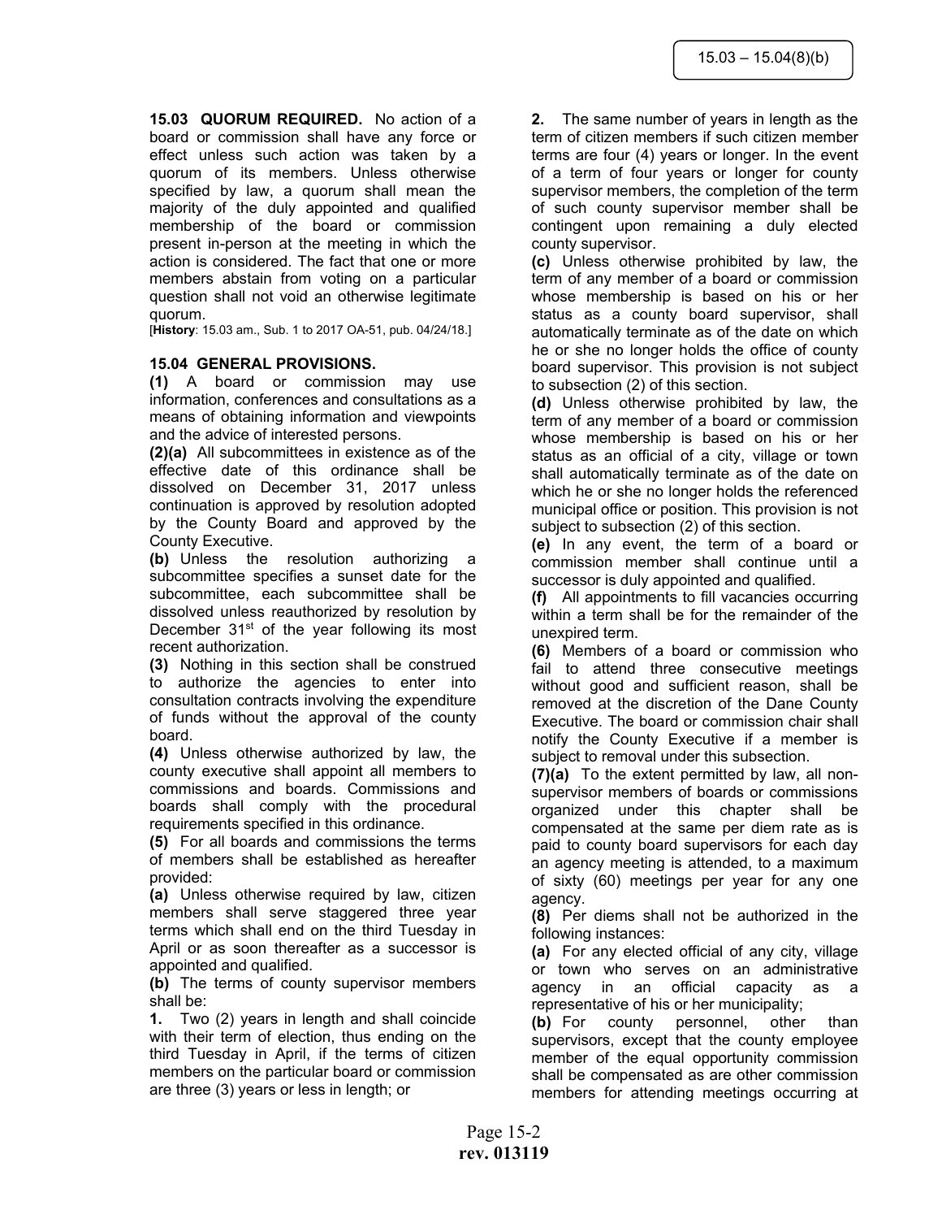**15.03 QUORUM REQUIRED.** No action of a board or commission shall have any force or effect unless such action was taken by a quorum of its members. Unless otherwise specified by law, a quorum shall mean the majority of the duly appointed and qualified membership of the board or commission present in-person at the meeting in which the action is considered. The fact that one or more members abstain from voting on a particular question shall not void an otherwise legitimate quorum.

[**History**: 15.03 am., Sub. 1 to 2017 OA-51, pub. 04/24/18.]

**15.04 GENERAL PROVISIONS.**

**(1)** A board or commission may use information, conferences and consultations as a means of obtaining information and viewpoints and the advice of interested persons.

**(2)(a)** All subcommittees in existence as of the effective date of this ordinance shall be dissolved on December 31, 2017 unless continuation is approved by resolution adopted by the County Board and approved by the County Executive.

**(b)** Unless the resolution authorizing a subcommittee specifies a sunset date for the subcommittee, each subcommittee shall be dissolved unless reauthorized by resolution by December 31st of the year following its most recent authorization.

**(3)** Nothing in this section shall be construed to authorize the agencies to enter into consultation contracts involving the expenditure of funds without the approval of the county board.

**(4)** Unless otherwise authorized by law, the county executive shall appoint all members to commissions and boards. Commissions and boards shall comply with the procedural requirements specified in this ordinance.

**(5)** For all boards and commissions the terms of members shall be established as hereafter provided:

**(a)** Unless otherwise required by law, citizen members shall serve staggered three year terms which shall end on the third Tuesday in April or as soon thereafter as a successor is appointed and qualified.

**(b)** The terms of county supervisor members shall be:

**1.** Two (2) years in length and shall coincide with their term of election, thus ending on the third Tuesday in April, if the terms of citizen members on the particular board or commission are three (3) years or less in length; or

**2.** The same number of years in length as the term of citizen members if such citizen member terms are four (4) years or longer. In the event of a term of four years or longer for county supervisor members, the completion of the term of such county supervisor member shall be contingent upon remaining a duly elected county supervisor.

**(c)** Unless otherwise prohibited by law, the term of any member of a board or commission whose membership is based on his or her status as a county board supervisor, shall automatically terminate as of the date on which he or she no longer holds the office of county board supervisor. This provision is not subject to subsection (2) of this section.

**(d)** Unless otherwise prohibited by law, the term of any member of a board or commission whose membership is based on his or her status as an official of a city, village or town shall automatically terminate as of the date on which he or she no longer holds the referenced municipal office or position. This provision is not subject to subsection (2) of this section.

**(e)** In any event, the term of a board or commission member shall continue until a successor is duly appointed and qualified.

**(f)** All appointments to fill vacancies occurring within a term shall be for the remainder of the unexpired term.

**(6)** Members of a board or commission who fail to attend three consecutive meetings without good and sufficient reason, shall be removed at the discretion of the Dane County Executive. The board or commission chair shall notify the County Executive if a member is subject to removal under this subsection.

**(7)(a)** To the extent permitted by law, all non-supervisor members of boards or commissions organized under this chapter shall be compensated at the same per diem rate as is paid to county board supervisors for each day an agency meeting is attended, to a maximum of sixty (60) meetings per year for any one agency.

**(8)** Per diems shall not be authorized in the following instances:

**(a)** For any elected official of any city, village or town who serves on an administrative agency in an official capacity as a representative of his or her municipality;

**(b)** For county personnel, other than supervisors, except that the county employee member of the equal opportunity commission shall be compensated as are other commission members for attending meetings occurring at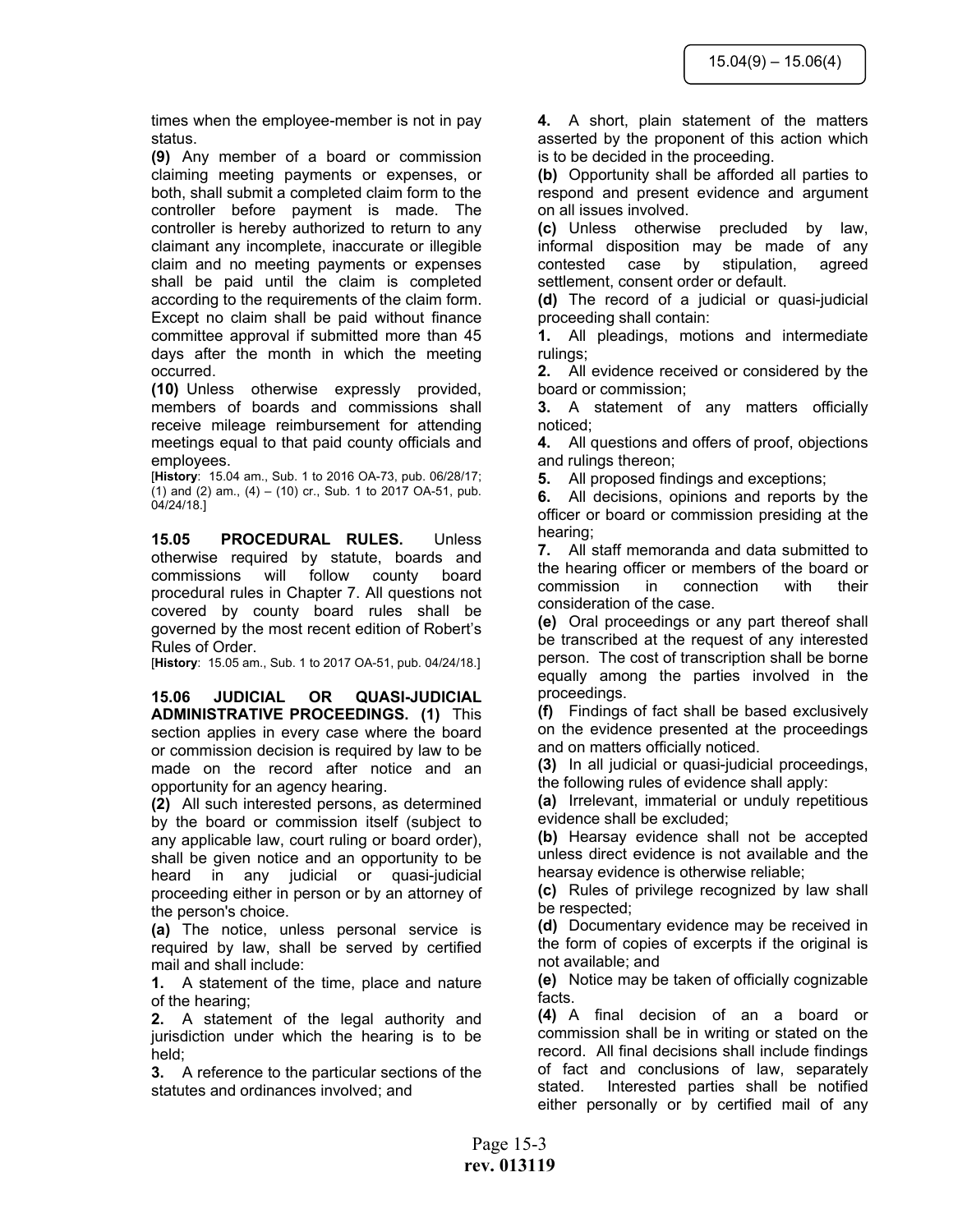times when the employee-member is not in pay status.

**(9)** Any member of a board or commission claiming meeting payments or expenses, or both, shall submit a completed claim form to the controller before payment is made. The controller is hereby authorized to return to any claimant any incomplete, inaccurate or illegible claim and no meeting payments or expenses shall be paid until the claim is completed according to the requirements of the claim form. Except no claim shall be paid without finance committee approval if submitted more than 45 days after the month in which the meeting occurred.

**(10)** Unless otherwise expressly provided, members of boards and commissions shall receive mileage reimbursement for attending meetings equal to that paid county officials and employees.

[**History**: 15.04 am., Sub. 1 to 2016 OA-73, pub. 06/28/17; (1) and (2) am., (4) – (10) cr., Sub. 1 to 2017 OA-51, pub. 04/24/18.]

**15.05 PROCEDURAL RULES.** Unless otherwise required by statute, boards and commissions will follow county board procedural rules in Chapter 7. All questions not covered by county board rules shall be governed by the most recent edition of Robert's Rules of Order.

[**History**: 15.05 am., Sub. 1 to 2017 OA-51, pub. 04/24/18.]

**15.06 JUDICIAL OR QUASI-JUDICIAL ADMINISTRATIVE PROCEEDINGS. (1)** This section applies in every case where the board or commission decision is required by law to be made on the record after notice and an opportunity for an agency hearing.

**(2)** All such interested persons, as determined by the board or commission itself (subject to any applicable law, court ruling or board order), shall be given notice and an opportunity to be heard in any judicial or quasi-judicial proceeding either in person or by an attorney of the person's choice.

**(a)** The notice, unless personal service is required by law, shall be served by certified mail and shall include:

**1.** A statement of the time, place and nature of the hearing;

**2.** A statement of the legal authority and jurisdiction under which the hearing is to be held;

**3.** A reference to the particular sections of the statutes and ordinances involved; and

**4.** A short, plain statement of the matters asserted by the proponent of this action which is to be decided in the proceeding.

**(b)** Opportunity shall be afforded all parties to respond and present evidence and argument on all issues involved.

**(c)** Unless otherwise precluded by law, informal disposition may be made of any contested case by stipulation, agreed settlement, consent order or default.

**(d)** The record of a judicial or quasi-judicial proceeding shall contain:

**1.** All pleadings, motions and intermediate rulings;

**2.** All evidence received or considered by the board or commission;

**3.** A statement of any matters officially noticed;

**4.** All questions and offers of proof, objections and rulings thereon;

**5.** All proposed findings and exceptions;

**6.** All decisions, opinions and reports by the officer or board or commission presiding at the hearing;

**7.** All staff memoranda and data submitted to the hearing officer or members of the board or commission in connection with their consideration of the case.

**(e)** Oral proceedings or any part thereof shall be transcribed at the request of any interested person. The cost of transcription shall be borne equally among the parties involved in the proceedings.

**(f)** Findings of fact shall be based exclusively on the evidence presented at the proceedings and on matters officially noticed.

**(3)** In all judicial or quasi-judicial proceedings, the following rules of evidence shall apply:

**(a)** Irrelevant, immaterial or unduly repetitious evidence shall be excluded;

**(b)** Hearsay evidence shall not be accepted unless direct evidence is not available and the hearsay evidence is otherwise reliable;

**(c)** Rules of privilege recognized by law shall be respected;

**(d)** Documentary evidence may be received in the form of copies of excerpts if the original is not available; and

**(e)** Notice may be taken of officially cognizable facts.

**(4)** A final decision of an a board or commission shall be in writing or stated on the record. All final decisions shall include findings of fact and conclusions of law, separately stated. Interested parties shall be notified either personally or by certified mail of any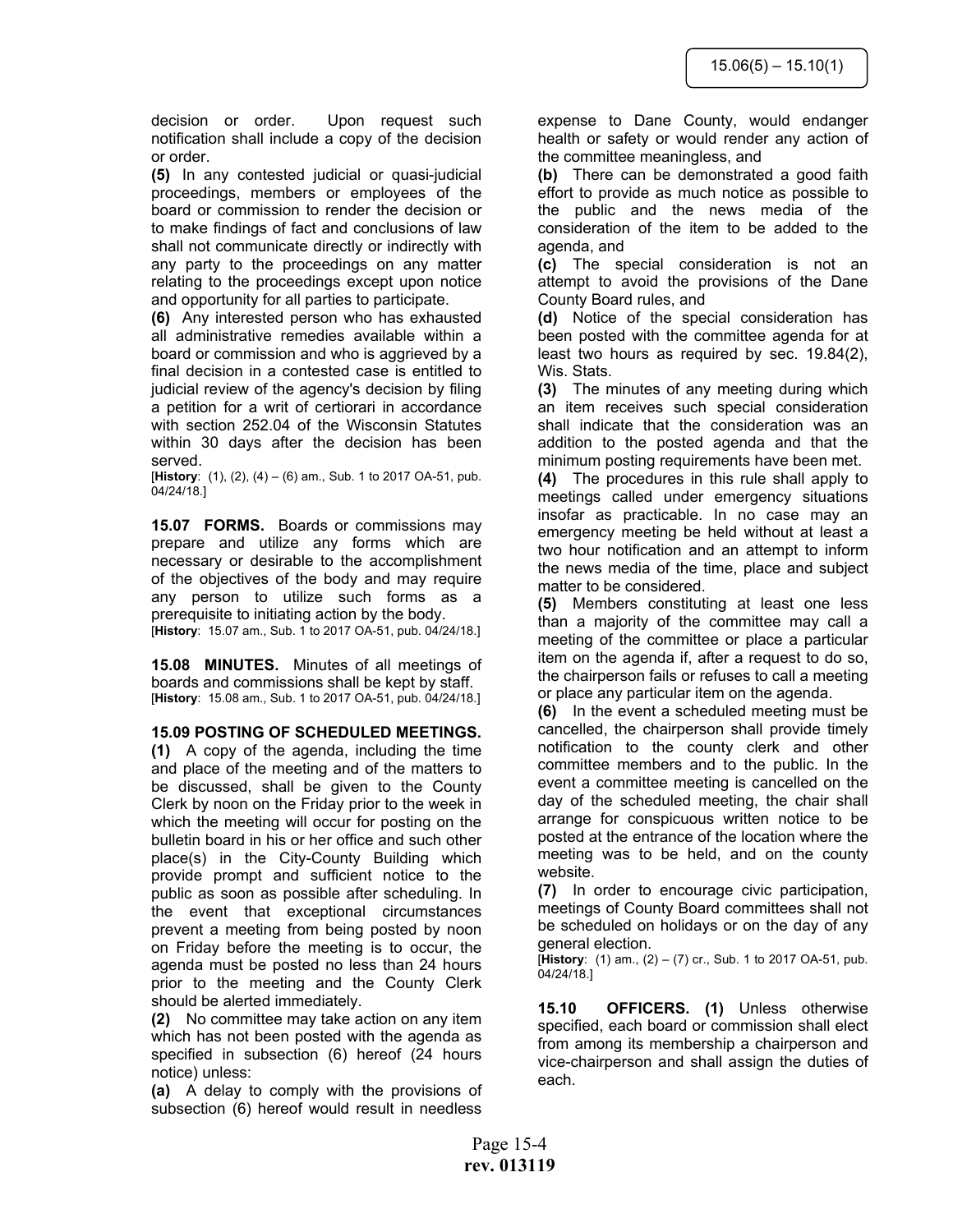decision or order. Upon request such notification shall include a copy of the decision or order.

**(5)** In any contested judicial or quasi-judicial proceedings, members or employees of the board or commission to render the decision or to make findings of fact and conclusions of law shall not communicate directly or indirectly with any party to the proceedings on any matter relating to the proceedings except upon notice and opportunity for all parties to participate.

**(6)** Any interested person who has exhausted all administrative remedies available within a board or commission and who is aggrieved by a final decision in a contested case is entitled to judicial review of the agency's decision by filing a petition for a writ of certiorari in accordance with section 252.04 of the Wisconsin Statutes within 30 days after the decision has been served.

[**History**: (1), (2), (4) – (6) am., Sub. 1 to 2017 OA-51, pub. 04/24/18.]

**15.07 FORMS.** Boards or commissions may prepare and utilize any forms which are necessary or desirable to the accomplishment of the objectives of the body and may require any person to utilize such forms as a prerequisite to initiating action by the body.

[**History**: 15.07 am., Sub. 1 to 2017 OA-51, pub. 04/24/18.]

**15.08 MINUTES.** Minutes of all meetings of boards and commissions shall be kept by staff.

[**History**: 15.08 am., Sub. 1 to 2017 OA-51, pub. 04/24/18.]

**15.09 POSTING OF SCHEDULED MEETINGS.**

**(1)** A copy of the agenda, including the time and place of the meeting and of the matters to be discussed, shall be given to the County Clerk by noon on the Friday prior to the week in which the meeting will occur for posting on the bulletin board in his or her office and such other place(s) in the City-County Building which provide prompt and sufficient notice to the public as soon as possible after scheduling. In the event that exceptional circumstances prevent a meeting from being posted by noon on Friday before the meeting is to occur, the agenda must be posted no less than 24 hours prior to the meeting and the County Clerk should be alerted immediately.

**(2)** No committee may take action on any item which has not been posted with the agenda as specified in subsection (6) hereof (24 hours notice) unless:

**(a)** A delay to comply with the provisions of subsection (6) hereof would result in needless expense to Dane County, would endanger health or safety or would render any action of the committee meaningless, and

**(b)** There can be demonstrated a good faith effort to provide as much notice as possible to the public and the news media of the consideration of the item to be added to the agenda, and

**(c)** The special consideration is not an attempt to avoid the provisions of the Dane County Board rules, and

**(d)** Notice of the special consideration has been posted with the committee agenda for at least two hours as required by sec. 19.84(2), Wis. Stats.

**(3)** The minutes of any meeting during which an item receives such special consideration shall indicate that the consideration was an addition to the posted agenda and that the minimum posting requirements have been met.

**(4)** The procedures in this rule shall apply to meetings called under emergency situations insofar as practicable. In no case may an emergency meeting be held without at least a two hour notification and an attempt to inform the news media of the time, place and subject matter to be considered.

**(5)** Members constituting at least one less than a majority of the committee may call a meeting of the committee or place a particular item on the agenda if, after a request to do so, the chairperson fails or refuses to call a meeting or place any particular item on the agenda.

**(6)** In the event a scheduled meeting must be cancelled, the chairperson shall provide timely notification to the county clerk and other committee members and to the public. In the event a committee meeting is cancelled on the day of the scheduled meeting, the chair shall arrange for conspicuous written notice to be posted at the entrance of the location where the meeting was to be held, and on the county website.

**(7)** In order to encourage civic participation, meetings of County Board committees shall not be scheduled on holidays or on the day of any general election.

[**History**: (1) am., (2) – (7) cr., Sub. 1 to 2017 OA-51, pub. 04/24/18.]

**15.10 OFFICERS. (1)** Unless otherwise specified, each board or commission shall elect from among its membership a chairperson and vice-chairperson and shall assign the duties of each.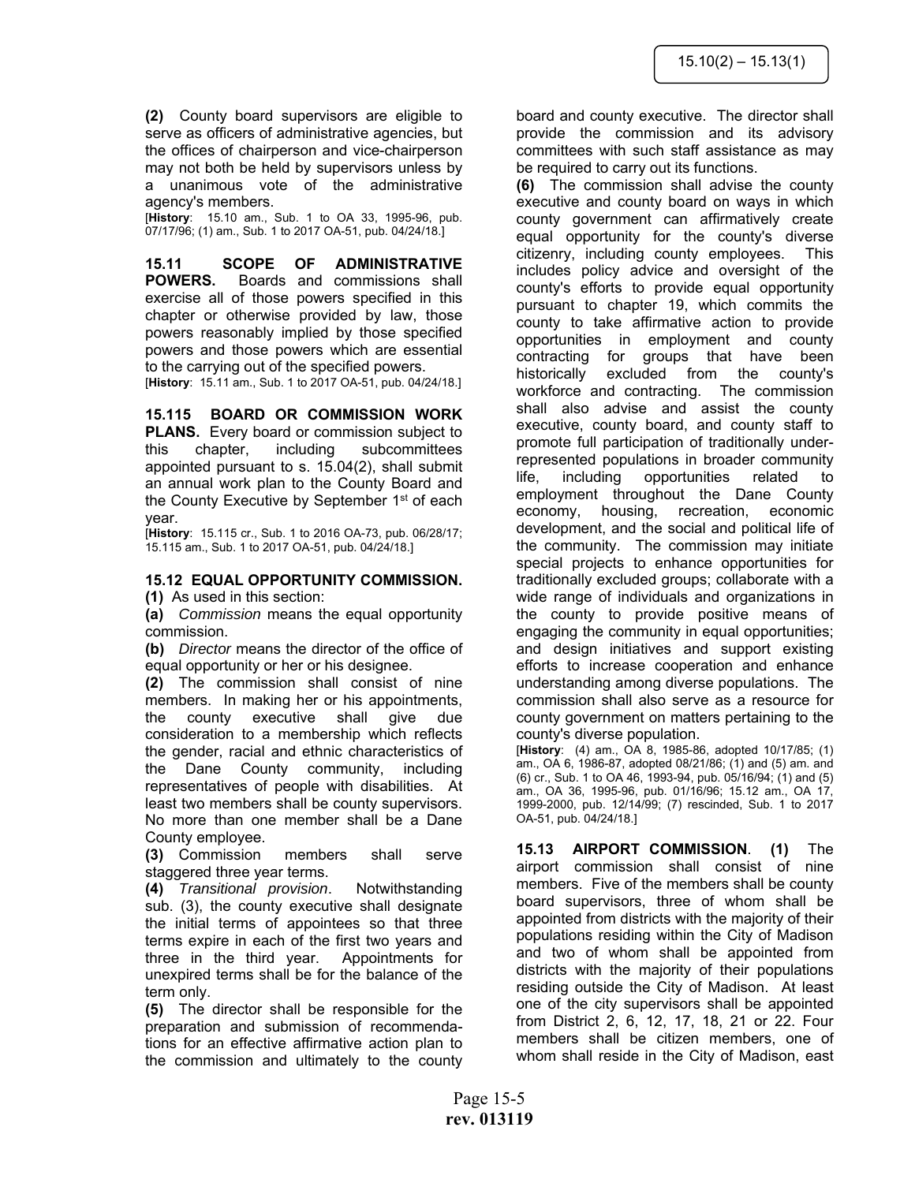**(2)** County board supervisors are eligible to serve as officers of administrative agencies, but the offices of chairperson and vice-chairperson may not both be held by supervisors unless by a unanimous vote of the administrative agency's members.

[**History**: 15.10 am., Sub. 1 to OA 33, 1995-96, pub. 07/17/96; (1) am., Sub. 1 to 2017 OA-51, pub. 04/24/18.]

**15.11 SCOPE OF ADMINISTRATIVE POWERS.** Boards and commissions shall exercise all of those powers specified in this chapter or otherwise provided by law, those powers reasonably implied by those specified powers and those powers which are essential to the carrying out of the specified powers.

[**History**: 15.11 am., Sub. 1 to 2017 OA-51, pub. 04/24/18.]

**15.115 BOARD OR COMMISSION WORK PLANS.** Every board or commission subject to this chapter, including subcommittees appointed pursuant to s. 15.04(2), shall submit an annual work plan to the County Board and the County Executive by September 1st of each year.

[**History**: 15.115 cr., Sub. 1 to 2016 OA-73, pub. 06/28/17; 15.115 am., Sub. 1 to 2017 OA-51, pub. 04/24/18.]

**15.12 EQUAL OPPORTUNITY COMMISSION.**

**(1)** As used in this section:

**(a)** *Commission* means the equal opportunity commission.

**(b)** *Director* means the director of the office of equal opportunity or her or his designee.

**(2)** The commission shall consist of nine members. In making her or his appointments, the county executive shall give due consideration to a membership which reflects the gender, racial and ethnic characteristics of the Dane County community, including representatives of people with disabilities. At least two members shall be county supervisors. No more than one member shall be a Dane County employee.

**(3)** Commission members shall serve staggered three year terms.

**(4)** *Transitional provision*. Notwithstanding sub. (3), the county executive shall designate the initial terms of appointees so that three terms expire in each of the first two years and three in the third year. Appointments for unexpired terms shall be for the balance of the term only.

**(5)** The director shall be responsible for the preparation and submission of recommendations for an effective affirmative action plan to the commission and ultimately to the county board and county executive. The director shall provide the commission and its advisory committees with such staff assistance as may be required to carry out its functions.

**(6)** The commission shall advise the county executive and county board on ways in which county government can affirmatively create equal opportunity for the county's diverse citizenry, including county employees. This includes policy advice and oversight of the county's efforts to provide equal opportunity pursuant to chapter 19, which commits the county to take affirmative action to provide opportunities in employment and county contracting for groups that have been historically excluded from the county's workforce and contracting. The commission shall also advise and assist the county executive, county board, and county staff to promote full participation of traditionally under-represented populations in broader community life, including opportunities related to employment throughout the Dane County economy, housing, recreation, economic development, and the social and political life of the community. The commission may initiate special projects to enhance opportunities for traditionally excluded groups; collaborate with a wide range of individuals and organizations in the county to provide positive means of engaging the community in equal opportunities; and design initiatives and support existing efforts to increase cooperation and enhance understanding among diverse populations. The commission shall also serve as a resource for county government on matters pertaining to the county's diverse population.

[**History**: (4) am., OA 8, 1985-86, adopted 10/17/85; (1) am., OA 6, 1986-87, adopted 08/21/86; (1) and (5) am. and (6) cr., Sub. 1 to OA 46, 1993-94, pub. 05/16/94; (1) and (5) am., OA 36, 1995-96, pub. 01/16/96; 15.12 am., OA 17, 1999-2000, pub. 12/14/99; (7) rescinded, Sub. 1 to 2017 OA-51, pub. 04/24/18.]

**15.13 AIRPORT COMMISSION. (1)** The airport commission shall consist of nine members. Five of the members shall be county board supervisors, three of whom shall be appointed from districts with the majority of their populations residing within the City of Madison and two of whom shall be appointed from districts with the majority of their populations residing outside the City of Madison. At least one of the city supervisors shall be appointed from District 2, 6, 12, 17, 18, 21 or 22. Four members shall be citizen members, one of whom shall reside in the City of Madison, east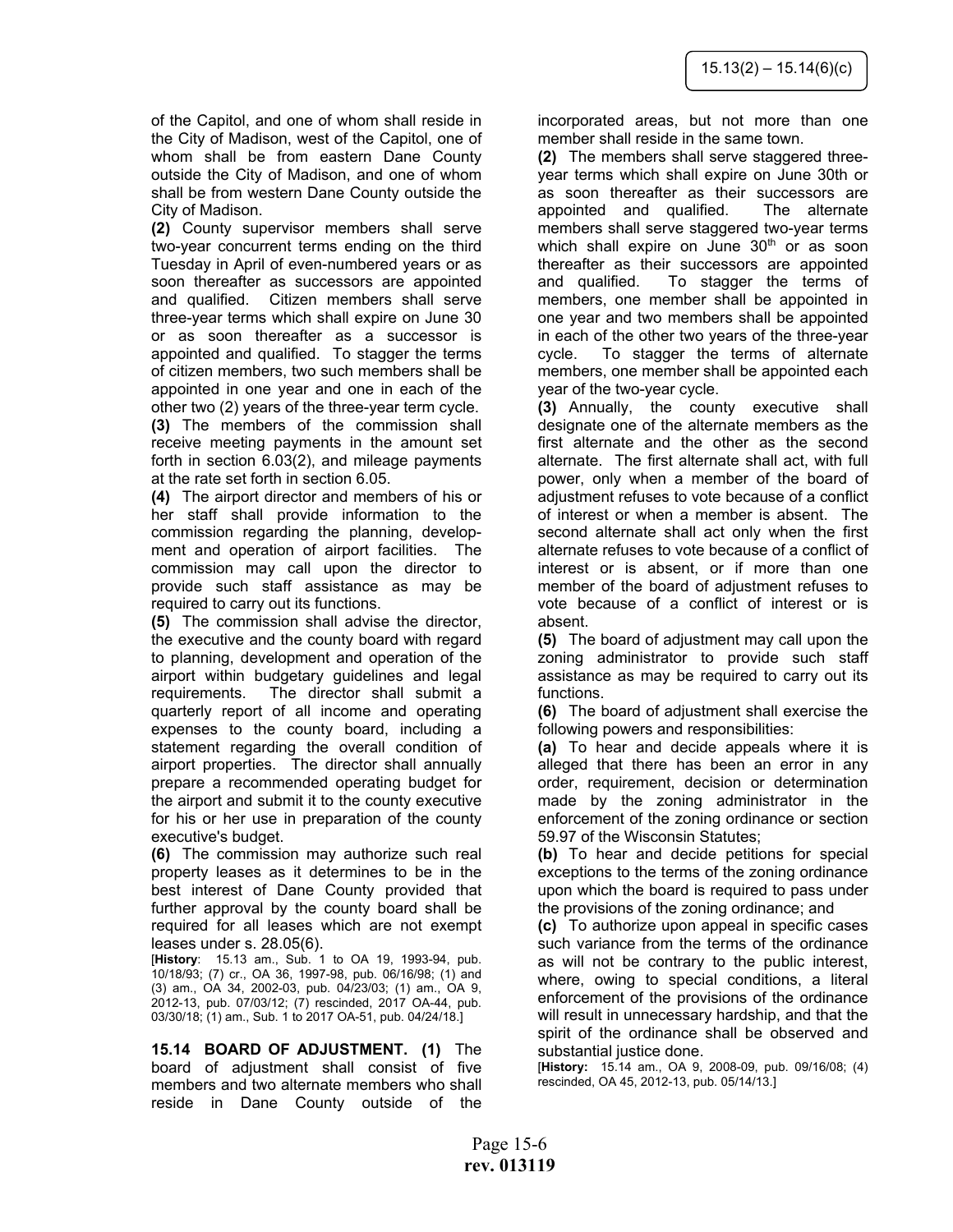of the Capitol, and one of whom shall reside in the City of Madison, west of the Capitol, one of whom shall be from eastern Dane County outside the City of Madison, and one of whom shall be from western Dane County outside the City of Madison.

**(2)** County supervisor members shall serve two-year concurrent terms ending on the third Tuesday in April of even-numbered years or as soon thereafter as successors are appointed and qualified. Citizen members shall serve three-year terms which shall expire on June 30 or as soon thereafter as a successor is appointed and qualified. To stagger the terms of citizen members, two such members shall be appointed in one year and one in each of the other two (2) years of the three-year term cycle.

**(3)** The members of the commission shall receive meeting payments in the amount set forth in section 6.03(2), and mileage payments at the rate set forth in section 6.05.

**(4)** The airport director and members of his or her staff shall provide information to the commission regarding the planning, development and operation of airport facilities. The commission may call upon the director to provide such staff assistance as may be required to carry out its functions.

**(5)** The commission shall advise the director, the executive and the county board with regard to planning, development and operation of the airport within budgetary guidelines and legal requirements. The director shall submit a quarterly report of all income and operating expenses to the county board, including a statement regarding the overall condition of airport properties. The director shall annually prepare a recommended operating budget for the airport and submit it to the county executive for his or her use in preparation of the county executive's budget.

**(6)** The commission may authorize such real property leases as it determines to be in the best interest of Dane County provided that further approval by the county board shall be required for all leases which are not exempt leases under s. 28.05(6).

[**History**: 15.13 am., Sub. 1 to OA 19, 1993-94, pub. 10/18/93; (7) cr., OA 36, 1997-98, pub. 06/16/98; (1) and (3) am., OA 34, 2002-03, pub. 04/23/03; (1) am., OA 9, 2012-13, pub. 07/03/12; (7) rescinded, 2017 OA-44, pub. 03/30/18; (1) am., Sub. 1 to 2017 OA-51, pub. 04/24/18.]

**15.14 BOARD OF ADJUSTMENT. (1)** The board of adjustment shall consist of five members and two alternate members who shall reside in Dane County outside of the incorporated areas, but not more than one member shall reside in the same town.

**(2)** The members shall serve staggered three-year terms which shall expire on June 30th or as soon thereafter as their successors are appointed and qualified. The alternate members shall serve staggered two-year terms which shall expire on June 30th or as soon thereafter as their successors are appointed and qualified. To stagger the terms of members, one member shall be appointed in one year and two members shall be appointed in each of the other two years of the three-year cycle. To stagger the terms of alternate members, one member shall be appointed each year of the two-year cycle.

**(3)** Annually, the county executive shall designate one of the alternate members as the first alternate and the other as the second alternate. The first alternate shall act, with full power, only when a member of the board of adjustment refuses to vote because of a conflict of interest or when a member is absent. The second alternate shall act only when the first alternate refuses to vote because of a conflict of interest or is absent, or if more than one member of the board of adjustment refuses to vote because of a conflict of interest or is absent.

**(5)** The board of adjustment may call upon the zoning administrator to provide such staff assistance as may be required to carry out its functions.

**(6)** The board of adjustment shall exercise the following powers and responsibilities:

**(a)** To hear and decide appeals where it is alleged that there has been an error in any order, requirement, decision or determination made by the zoning administrator in the enforcement of the zoning ordinance or section 59.97 of the Wisconsin Statutes;

**(b)** To hear and decide petitions for special exceptions to the terms of the zoning ordinance upon which the board is required to pass under the provisions of the zoning ordinance; and

**(c)** To authorize upon appeal in specific cases such variance from the terms of the ordinance as will not be contrary to the public interest, where, owing to special conditions, a literal enforcement of the provisions of the ordinance will result in unnecessary hardship, and that the spirit of the ordinance shall be observed and substantial justice done.

[**History:** 15.14 am., OA 9, 2008-09, pub. 09/16/08; (4) rescinded, OA 45, 2012-13, pub. 05/14/13.]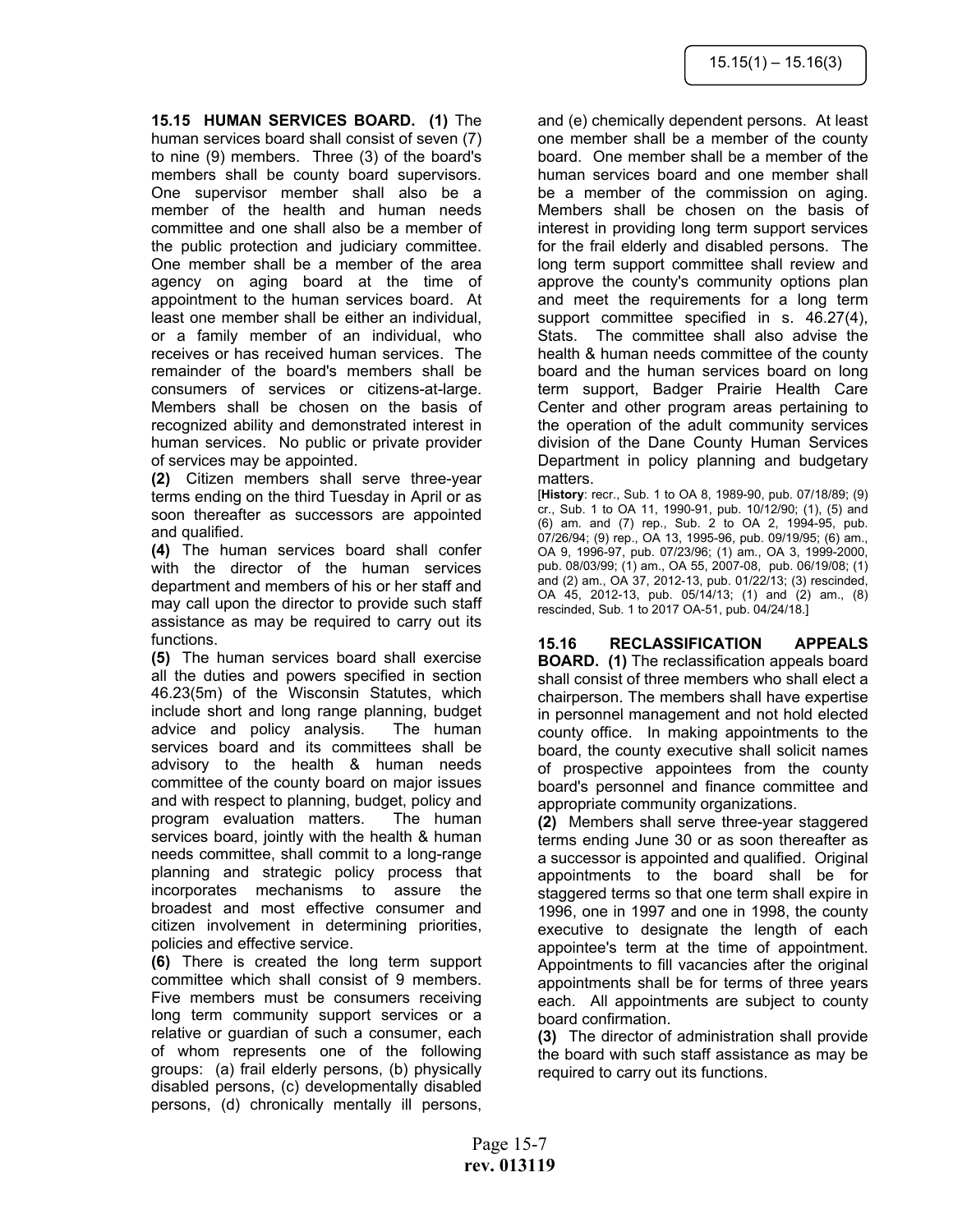**15.15 HUMAN SERVICES BOARD. (1)** The human services board shall consist of seven (7) to nine (9) members. Three (3) of the board's members shall be county board supervisors. One supervisor member shall also be a member of the health and human needs committee and one shall also be a member of the public protection and judiciary committee. One member shall be a member of the area agency on aging board at the time of appointment to the human services board. At least one member shall be either an individual, or a family member of an individual, who receives or has received human services. The remainder of the board's members shall be consumers of services or citizens-at-large. Members shall be chosen on the basis of recognized ability and demonstrated interest in human services. No public or private provider of services may be appointed.

**(2)** Citizen members shall serve three-year terms ending on the third Tuesday in April or as soon thereafter as successors are appointed and qualified.

**(4)** The human services board shall confer with the director of the human services department and members of his or her staff and may call upon the director to provide such staff assistance as may be required to carry out its functions.

**(5)** The human services board shall exercise all the duties and powers specified in section 46.23(5m) of the Wisconsin Statutes, which include short and long range planning, budget advice and policy analysis. The human services board and its committees shall be advisory to the health & human needs committee of the county board on major issues and with respect to planning, budget, policy and program evaluation matters. The human services board, jointly with the health & human needs committee, shall commit to a long-range planning and strategic policy process that incorporates mechanisms to assure the broadest and most effective consumer and citizen involvement in determining priorities, policies and effective service.

**(6)** There is created the long term support committee which shall consist of 9 members. Five members must be consumers receiving long term community support services or a relative or guardian of such a consumer, each of whom represents one of the following groups: (a) frail elderly persons, (b) physically disabled persons, (c) developmentally disabled persons, (d) chronically mentally ill persons, and (e) chemically dependent persons. At least one member shall be a member of the county board. One member shall be a member of the human services board and one member shall be a member of the commission on aging. Members shall be chosen on the basis of interest in providing long term support services for the frail elderly and disabled persons. The long term support committee shall review and approve the county's community options plan and meet the requirements for a long term support committee specified in s. 46.27(4), Stats. The committee shall also advise the health & human needs committee of the county board and the human services board on long term support, Badger Prairie Health Care Center and other program areas pertaining to the operation of the adult community services division of the Dane County Human Services Department in policy planning and budgetary matters.

[**History**: recr., Sub. 1 to OA 8, 1989-90, pub. 07/18/89; (9) cr., Sub. 1 to OA 11, 1990-91, pub. 10/12/90; (1), (5) and (6) am. and (7) rep., Sub. 2 to OA 2, 1994-95, pub. 07/26/94; (9) rep., OA 13, 1995-96, pub. 09/19/95; (6) am., OA 9, 1996-97, pub. 07/23/96; (1) am., OA 3, 1999-2000, pub. 08/03/99; (1) am., OA 55, 2007-08, pub. 06/19/08; (1) and (2) am., OA 37, 2012-13, pub. 01/22/13; (3) rescinded, OA 45, 2012-13, pub. 05/14/13; (1) and (2) am., (8) rescinded, Sub. 1 to 2017 OA-51, pub. 04/24/18.]

**15.16 RECLASSIFICATION APPEALS BOARD. (1)** The reclassification appeals board shall consist of three members who shall elect a chairperson. The members shall have expertise in personnel management and not hold elected county office. In making appointments to the board, the county executive shall solicit names of prospective appointees from the county board's personnel and finance committee and appropriate community organizations.

**(2)** Members shall serve three-year staggered terms ending June 30 or as soon thereafter as a successor is appointed and qualified. Original appointments to the board shall be for staggered terms so that one term shall expire in 1996, one in 1997 and one in 1998, the county executive to designate the length of each appointee's term at the time of appointment. Appointments to fill vacancies after the original appointments shall be for terms of three years each. All appointments are subject to county board confirmation.

**(3)** The director of administration shall provide the board with such staff assistance as may be required to carry out its functions.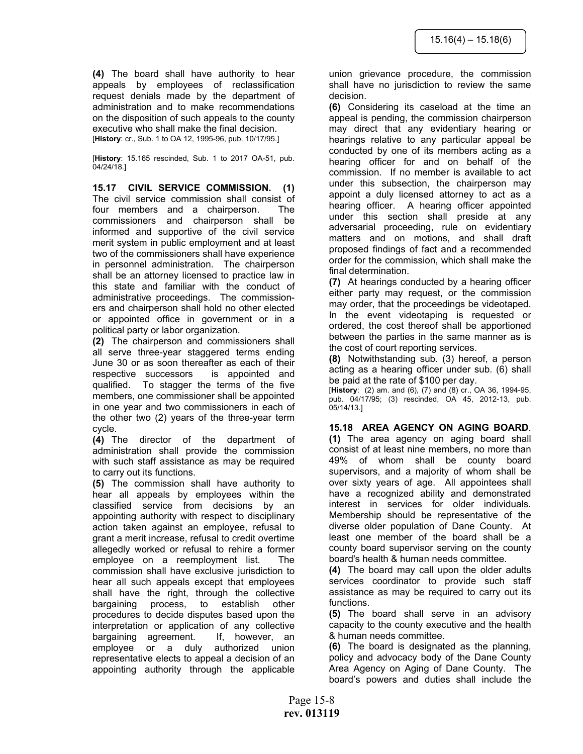**(4)** The board shall have authority to hear appeals by employees of reclassification request denials made by the department of administration and to make recommendations on the disposition of such appeals to the county executive who shall make the final decision.
[**History**: cr., Sub. 1 to OA 12, 1995-96, pub. 10/17/95.]

[**History**: 15.165 rescinded, Sub. 1 to 2017 OA-51, pub. 04/24/18.]

**15.17 CIVIL SERVICE COMMISSION. (1)** The civil service commission shall consist of four members and a chairperson. The commissioners and chairperson shall be informed and supportive of the civil service merit system in public employment and at least two of the commissioners shall have experience in personnel administration. The chairperson shall be an attorney licensed to practice law in this state and familiar with the conduct of administrative proceedings. The commissioners and chairperson shall hold no other elected or appointed office in government or in a political party or labor organization.

**(2)** The chairperson and commissioners shall all serve three-year staggered terms ending June 30 or as soon thereafter as each of their respective successors is appointed and qualified. To stagger the terms of the five members, one commissioner shall be appointed in one year and two commissioners in each of the other two (2) years of the three-year term cycle.

**(4)** The director of the department of administration shall provide the commission with such staff assistance as may be required to carry out its functions.

**(5)** The commission shall have authority to hear all appeals by employees within the classified service from decisions by an appointing authority with respect to disciplinary action taken against an employee, refusal to grant a merit increase, refusal to credit overtime allegedly worked or refusal to rehire a former employee on a reemployment list. The commission shall have exclusive jurisdiction to hear all such appeals except that employees shall have the right, through the collective bargaining process, to establish other procedures to decide disputes based upon the interpretation or application of any collective bargaining agreement. If, however, an employee or a duly authorized union representative elects to appeal a decision of an appointing authority through the applicable union grievance procedure, the commission shall have no jurisdiction to review the same decision.

**(6)** Considering its caseload at the time an appeal is pending, the commission chairperson may direct that any evidentiary hearing or hearings relative to any particular appeal be conducted by one of its members acting as a hearing officer for and on behalf of the commission. If no member is available to act under this subsection, the chairperson may appoint a duly licensed attorney to act as a hearing officer. A hearing officer appointed under this section shall preside at any adversarial proceeding, rule on evidentiary matters and on motions, and shall draft proposed findings of fact and a recommended order for the commission, which shall make the final determination.

**(7)** At hearings conducted by a hearing officer either party may request, or the commission may order, that the proceedings be videotaped. In the event videotaping is requested or ordered, the cost thereof shall be apportioned between the parties in the same manner as is the cost of court reporting services.

**(8)** Notwithstanding sub. (3) hereof, a person acting as a hearing officer under sub. (6) shall be paid at the rate of $100 per day.
[**History**: (2) am. and (6), (7) and (8) cr., OA 36, 1994-95, pub. 04/17/95; (3) rescinded, OA 45, 2012-13, pub. 05/14/13.]

**15.18 AREA AGENCY ON AGING BOARD.**
**(1)** The area agency on aging board shall consist of at least nine members, no more than 49% of whom shall be county board supervisors, and a majority of whom shall be over sixty years of age. All appointees shall have a recognized ability and demonstrated interest in services for older individuals. Membership should be representative of the diverse older population of Dane County. At least one member of the board shall be a county board supervisor serving on the county board's health & human needs committee.

**(4)** The board may call upon the older adults services coordinator to provide such staff assistance as may be required to carry out its functions.

**(5)** The board shall serve in an advisory capacity to the county executive and the health & human needs committee.

**(6)** The board is designated as the planning, policy and advocacy body of the Dane County Area Agency on Aging of Dane County. The board's powers and duties shall include the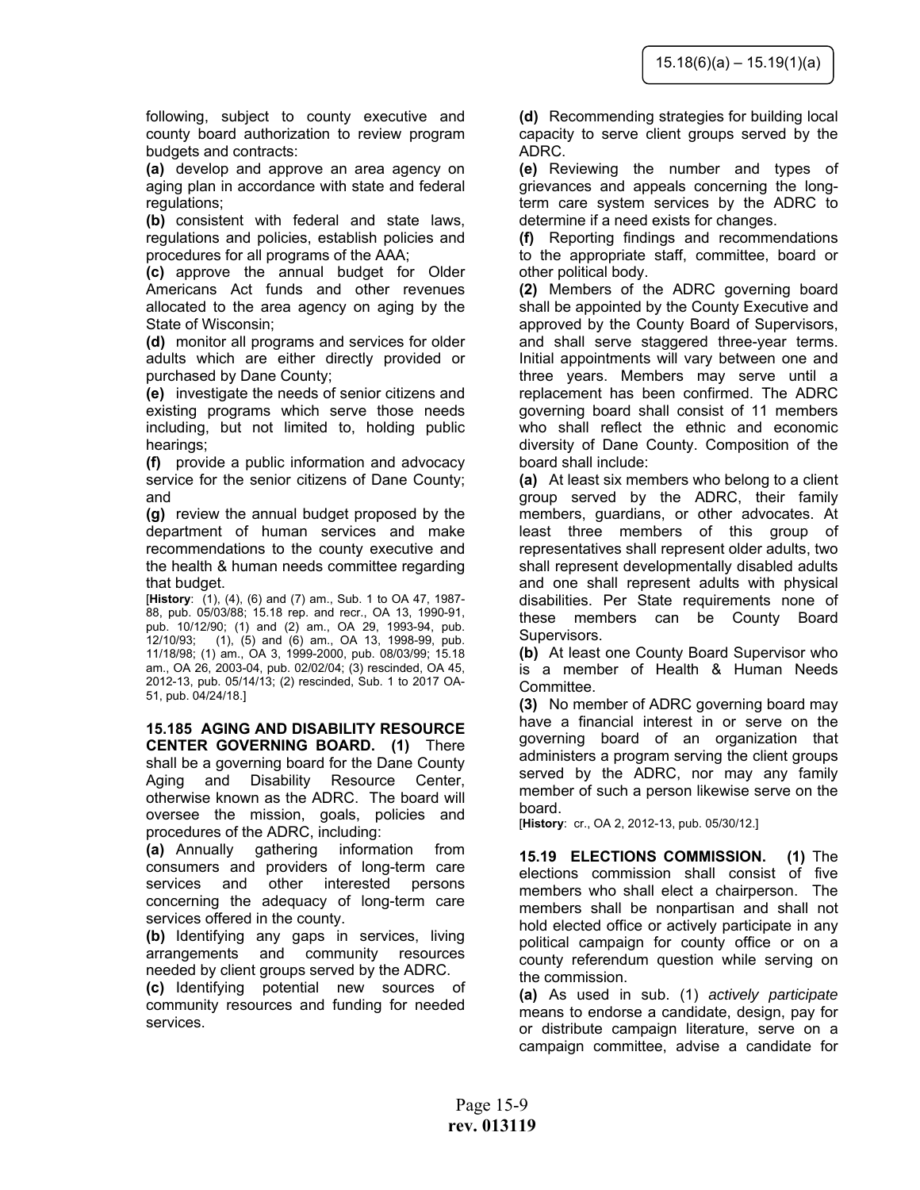following, subject to county executive and county board authorization to review program budgets and contracts:

**(a)** develop and approve an area agency on aging plan in accordance with state and federal regulations;

**(b)** consistent with federal and state laws, regulations and policies, establish policies and procedures for all programs of the AAA;

**(c)** approve the annual budget for Older Americans Act funds and other revenues allocated to the area agency on aging by the State of Wisconsin;

**(d)** monitor all programs and services for older adults which are either directly provided or purchased by Dane County;

**(e)** investigate the needs of senior citizens and existing programs which serve those needs including, but not limited to, holding public hearings;

**(f)** provide a public information and advocacy service for the senior citizens of Dane County; and

**(g)** review the annual budget proposed by the department of human services and make recommendations to the county executive and the health & human needs committee regarding that budget.

[**History**: (1), (4), (6) and (7) am., Sub. 1 to OA 47, 1987-88, pub. 05/03/88; 15.18 rep. and recr., OA 13, 1990-91, pub. 10/12/90; (1) and (2) am., OA 29, 1993-94, pub. 12/10/93; (1), (5) and (6) am., OA 13, 1998-99, pub. 11/18/98; (1) am., OA 3, 1999-2000, pub. 08/03/99; 15.18 am., OA 26, 2003-04, pub. 02/02/04; (3) rescinded, OA 45, 2012-13, pub. 05/14/13; (2) rescinded, Sub. 1 to 2017 OA-51, pub. 04/24/18.]

**15.185 AGING AND DISABILITY RESOURCE CENTER GOVERNING BOARD. (1)** There shall be a governing board for the Dane County Aging and Disability Resource Center, otherwise known as the ADRC. The board will oversee the mission, goals, policies and procedures of the ADRC, including:

**(a)** Annually gathering information from consumers and providers of long-term care services and other interested persons concerning the adequacy of long-term care services offered in the county.

**(b)** Identifying any gaps in services, living arrangements and community resources needed by client groups served by the ADRC.

**(c)** Identifying potential new sources of community resources and funding for needed services.

**(d)** Recommending strategies for building local capacity to serve client groups served by the ADRC.

**(e)** Reviewing the number and types of grievances and appeals concerning the long-term care system services by the ADRC to determine if a need exists for changes.

**(f)** Reporting findings and recommendations to the appropriate staff, committee, board or other political body.

**(2)** Members of the ADRC governing board shall be appointed by the County Executive and approved by the County Board of Supervisors, and shall serve staggered three-year terms. Initial appointments will vary between one and three years. Members may serve until a replacement has been confirmed. The ADRC governing board shall consist of 11 members who shall reflect the ethnic and economic diversity of Dane County. Composition of the board shall include:

**(a)** At least six members who belong to a client group served by the ADRC, their family members, guardians, or other advocates. At least three members of this group of representatives shall represent older adults, two shall represent developmentally disabled adults and one shall represent adults with physical disabilities. Per State requirements none of these members can be County Board Supervisors.

**(b)** At least one County Board Supervisor who is a member of Health & Human Needs Committee.

**(3)** No member of ADRC governing board may have a financial interest in or serve on the governing board of an organization that administers a program serving the client groups served by the ADRC, nor may any family member of such a person likewise serve on the board.

[**History**: cr., OA 2, 2012-13, pub. 05/30/12.]

**15.19 ELECTIONS COMMISSION. (1)** The elections commission shall consist of five members who shall elect a chairperson. The members shall be nonpartisan and shall not hold elected office or actively participate in any political campaign for county office or on a county referendum question while serving on the commission.

**(a)** As used in sub. (1) *actively participate* means to endorse a candidate, design, pay for or distribute campaign literature, serve on a campaign committee, advise a candidate for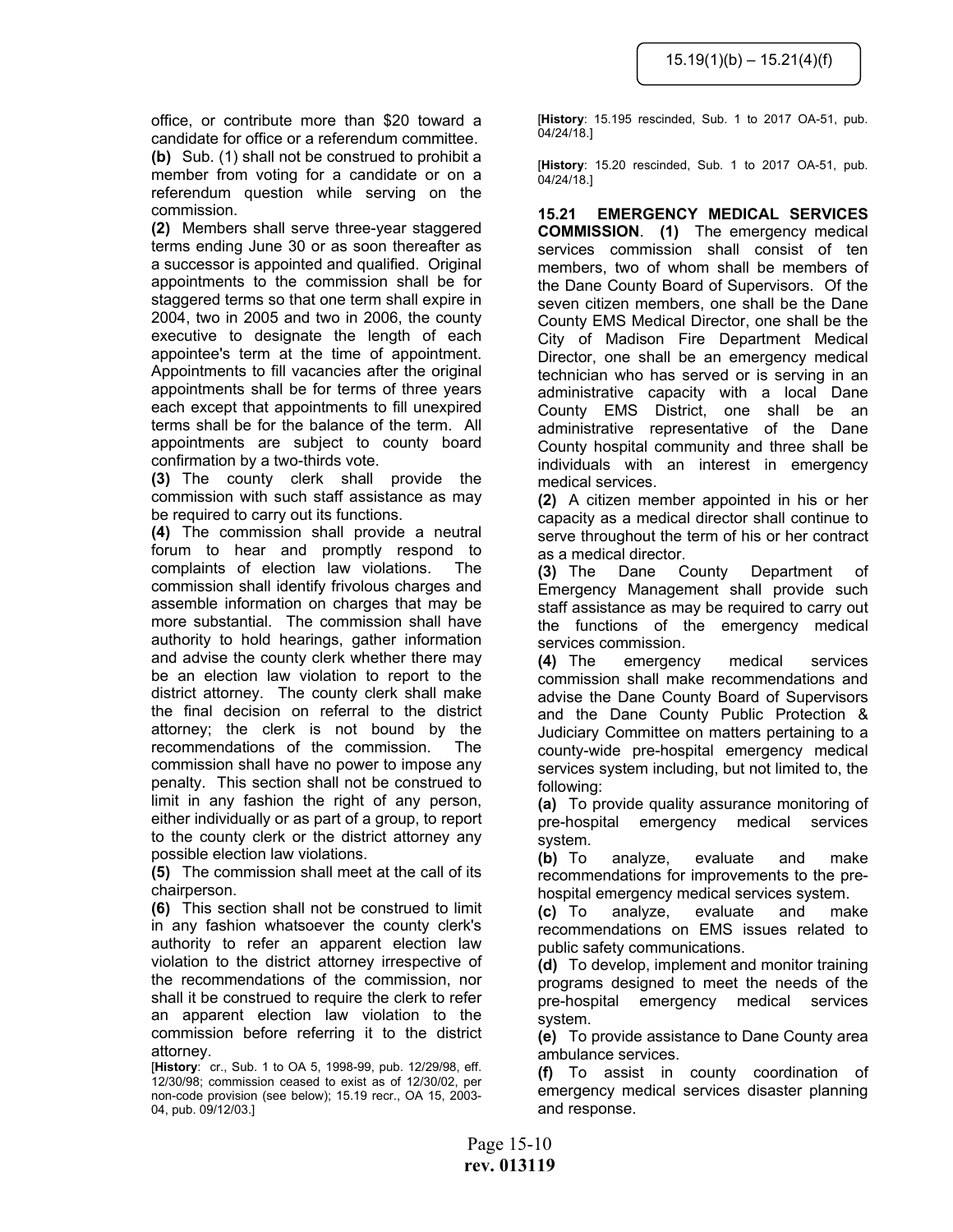office, or contribute more than $20 toward a candidate for office or a referendum committee.

**(b)** Sub. (1) shall not be construed to prohibit a member from voting for a candidate or on a referendum question while serving on the commission.

**(2)** Members shall serve three-year staggered terms ending June 30 or as soon thereafter as a successor is appointed and qualified. Original appointments to the commission shall be for staggered terms so that one term shall expire in 2004, two in 2005 and two in 2006, the county executive to designate the length of each appointee's term at the time of appointment. Appointments to fill vacancies after the original appointments shall be for terms of three years each except that appointments to fill unexpired terms shall be for the balance of the term. All appointments are subject to county board confirmation by a two-thirds vote.

**(3)** The county clerk shall provide the commission with such staff assistance as may be required to carry out its functions.

**(4)** The commission shall provide a neutral forum to hear and promptly respond to complaints of election law violations. The commission shall identify frivolous charges and assemble information on charges that may be more substantial. The commission shall have authority to hold hearings, gather information and advise the county clerk whether there may be an election law violation to report to the district attorney. The county clerk shall make the final decision on referral to the district attorney; the clerk is not bound by the recommendations of the commission. The commission shall have no power to impose any penalty. This section shall not be construed to limit in any fashion the right of any person, either individually or as part of a group, to report to the county clerk or the district attorney any possible election law violations.

**(5)** The commission shall meet at the call of its chairperson.

**(6)** This section shall not be construed to limit in any fashion whatsoever the county clerk's authority to refer an apparent election law violation to the district attorney irrespective of the recommendations of the commission, nor shall it be construed to require the clerk to refer an apparent election law violation to the commission before referring it to the district attorney.

[**History**: cr., Sub. 1 to OA 5, 1998-99, pub. 12/29/98, eff. 12/30/98; commission ceased to exist as of 12/30/02, per non-code provision (see below); 15.19 recr., OA 15, 2003-04, pub. 09/12/03.]

[**History**: 15.195 rescinded, Sub. 1 to 2017 OA-51, pub. 04/24/18.]

[**History**: 15.20 rescinded, Sub. 1 to 2017 OA-51, pub. 04/24/18.]

**15.21 EMERGENCY MEDICAL SERVICES COMMISSION**. **(1)** The emergency medical services commission shall consist of ten members, two of whom shall be members of the Dane County Board of Supervisors. Of the seven citizen members, one shall be the Dane County EMS Medical Director, one shall be the City of Madison Fire Department Medical Director, one shall be an emergency medical technician who has served or is serving in an administrative capacity with a local Dane County EMS District, one shall be an administrative representative of the Dane County hospital community and three shall be individuals with an interest in emergency medical services.

**(2)** A citizen member appointed in his or her capacity as a medical director shall continue to serve throughout the term of his or her contract as a medical director.

**(3)** The Dane County Department of Emergency Management shall provide such staff assistance as may be required to carry out the functions of the emergency medical services commission.

**(4)** The emergency medical services commission shall make recommendations and advise the Dane County Board of Supervisors and the Dane County Public Protection & Judiciary Committee on matters pertaining to a county-wide pre-hospital emergency medical services system including, but not limited to, the following:

**(a)** To provide quality assurance monitoring of pre-hospital emergency medical services system.

**(b)** To analyze, evaluate and make recommendations for improvements to the pre-hospital emergency medical services system.

**(c)** To analyze, evaluate and make recommendations on EMS issues related to public safety communications.

**(d)** To develop, implement and monitor training programs designed to meet the needs of the pre-hospital emergency medical services system.

**(e)** To provide assistance to Dane County area ambulance services.

**(f)** To assist in county coordination of emergency medical services disaster planning and response.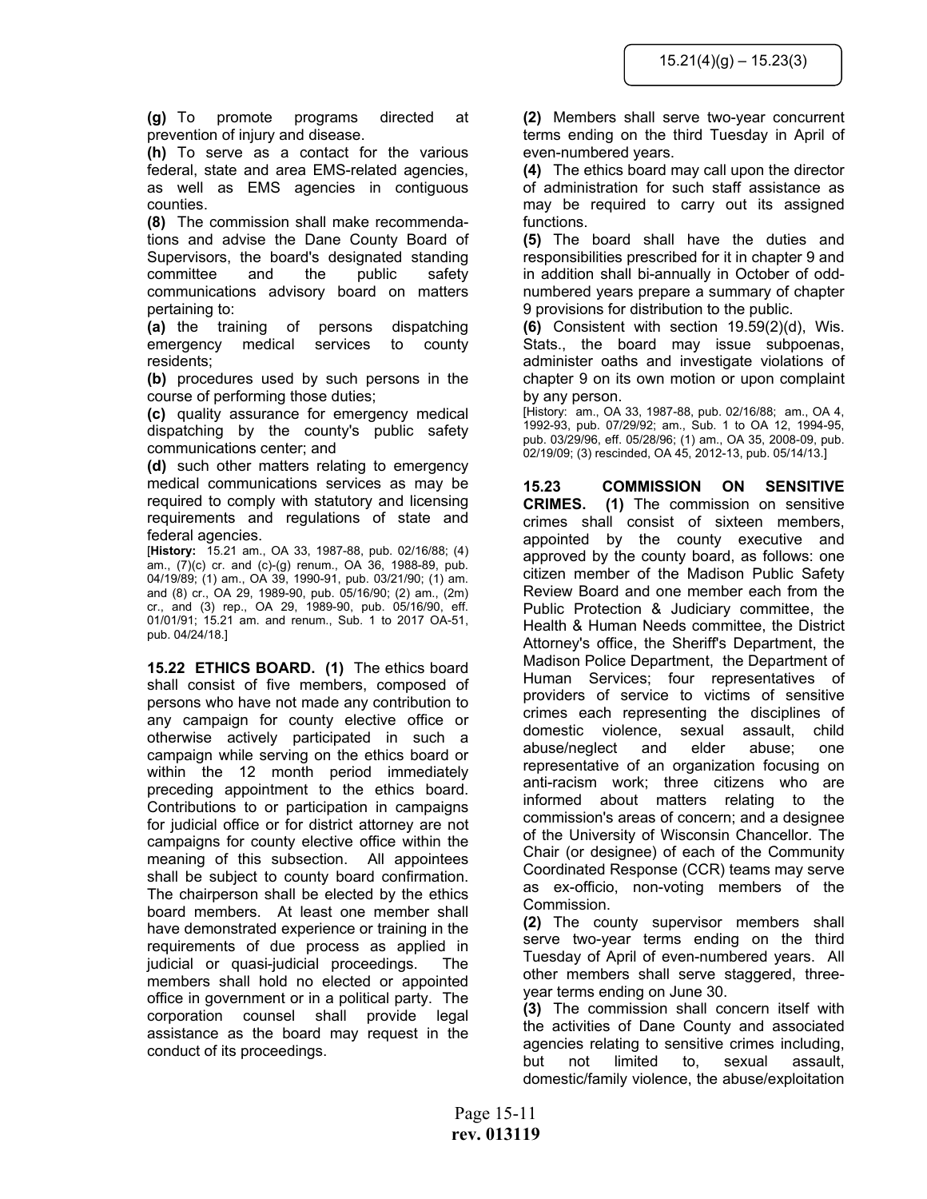**(g)** To promote programs directed at prevention of injury and disease.

**(h)** To serve as a contact for the various federal, state and area EMS-related agencies, as well as EMS agencies in contiguous counties.

**(8)** The commission shall make recommendations and advise the Dane County Board of Supervisors, the board's designated standing committee and the public safety communications advisory board on matters pertaining to:

**(a)** the training of persons dispatching emergency medical services to county residents;

**(b)** procedures used by such persons in the course of performing those duties;

**(c)** quality assurance for emergency medical dispatching by the county's public safety communications center; and

**(d)** such other matters relating to emergency medical communications services as may be required to comply with statutory and licensing requirements and regulations of state and federal agencies.

[**History:** 15.21 am., OA 33, 1987-88, pub. 02/16/88; (4) am., (7)(c) cr. and (c)-(g) renum., OA 36, 1988-89, pub. 04/19/89; (1) am., OA 39, 1990-91, pub. 03/21/90; (1) am. and (8) cr., OA 29, 1989-90, pub. 05/16/90; (2) am., (2m) cr., and (3) rep., OA 29, 1989-90, pub. 05/16/90, eff. 01/01/91; 15.21 am. and renum., Sub. 1 to 2017 OA-51, pub. 04/24/18.]

**15.22 ETHICS BOARD. (1)** The ethics board shall consist of five members, composed of persons who have not made any contribution to any campaign for county elective office or otherwise actively participated in such a campaign while serving on the ethics board or within the 12 month period immediately preceding appointment to the ethics board. Contributions to or participation in campaigns for judicial office or for district attorney are not campaigns for county elective office within the meaning of this subsection. All appointees shall be subject to county board confirmation. The chairperson shall be elected by the ethics board members. At least one member shall have demonstrated experience or training in the requirements of due process as applied in judicial or quasi-judicial proceedings. The members shall hold no elected or appointed office in government or in a political party. The corporation counsel shall provide legal assistance as the board may request in the conduct of its proceedings.

**(2)** Members shall serve two-year concurrent terms ending on the third Tuesday in April of even-numbered years.

**(4)** The ethics board may call upon the director of administration for such staff assistance as may be required to carry out its assigned functions.

**(5)** The board shall have the duties and responsibilities prescribed for it in chapter 9 and in addition shall bi-annually in October of odd-numbered years prepare a summary of chapter 9 provisions for distribution to the public.

**(6)** Consistent with section 19.59(2)(d), Wis. Stats., the board may issue subpoenas, administer oaths and investigate violations of chapter 9 on its own motion or upon complaint by any person.

[History: am., OA 33, 1987-88, pub. 02/16/88; am., OA 4, 1992-93, pub. 07/29/92; am., Sub. 1 to OA 12, 1994-95, pub. 03/29/96, eff. 05/28/96; (1) am., OA 35, 2008-09, pub. 02/19/09; (3) rescinded, OA 45, 2012-13, pub. 05/14/13.]

**15.23 COMMISSION ON SENSITIVE CRIMES. (1)** The commission on sensitive crimes shall consist of sixteen members, appointed by the county executive and approved by the county board, as follows: one citizen member of the Madison Public Safety Review Board and one member each from the Public Protection & Judiciary committee, the Health & Human Needs committee, the District Attorney's office, the Sheriff's Department, the Madison Police Department, the Department of Human Services; four representatives of providers of service to victims of sensitive crimes each representing the disciplines of domestic violence, sexual assault, child abuse/neglect and elder abuse; one representative of an organization focusing on anti-racism work; three citizens who are informed about matters relating to the commission's areas of concern; and a designee of the University of Wisconsin Chancellor. The Chair (or designee) of each of the Community Coordinated Response (CCR) teams may serve as ex-officio, non-voting members of the Commission.

**(2)** The county supervisor members shall serve two-year terms ending on the third Tuesday of April of even-numbered years. All other members shall serve staggered, three-year terms ending on June 30.

**(3)** The commission shall concern itself with the activities of Dane County and associated agencies relating to sensitive crimes including, but not limited to, sexual assault, domestic/family violence, the abuse/exploitation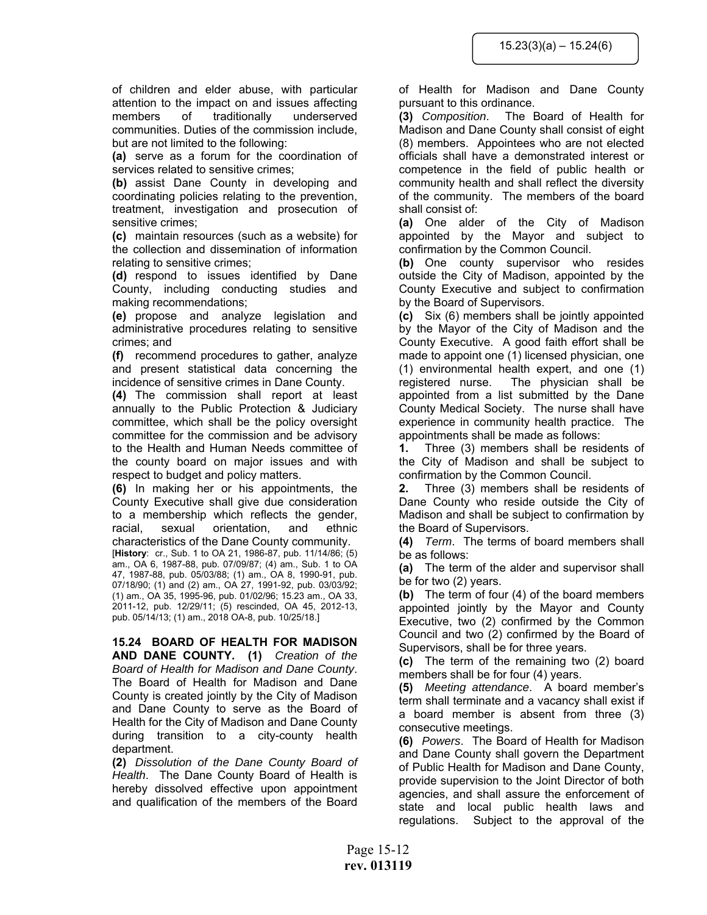of children and elder abuse, with particular attention to the impact on and issues affecting members of traditionally underserved communities. Duties of the commission include, but are not limited to the following:

**(a)** serve as a forum for the coordination of services related to sensitive crimes;

**(b)** assist Dane County in developing and coordinating policies relating to the prevention, treatment, investigation and prosecution of sensitive crimes;

**(c)** maintain resources (such as a website) for the collection and dissemination of information relating to sensitive crimes;

**(d)** respond to issues identified by Dane County, including conducting studies and making recommendations;

**(e)** propose and analyze legislation and administrative procedures relating to sensitive crimes; and

**(f)** recommend procedures to gather, analyze and present statistical data concerning the incidence of sensitive crimes in Dane County.

**(4)** The commission shall report at least annually to the Public Protection & Judiciary committee, which shall be the policy oversight committee for the commission and be advisory to the Health and Human Needs committee of the county board on major issues and with respect to budget and policy matters.

**(6)** In making her or his appointments, the County Executive shall give due consideration to a membership which reflects the gender, racial, sexual orientation, and ethnic characteristics of the Dane County community.

[**History**: cr., Sub. 1 to OA 21, 1986-87, pub. 11/14/86; (5) am., OA 6, 1987-88, pub. 07/09/87; (4) am., Sub. 1 to OA 47, 1987-88, pub. 05/03/88; (1) am., OA 8, 1990-91, pub. 07/18/90; (1) and (2) am., OA 27, 1991-92, pub. 03/03/92; (1) am., OA 35, 1995-96, pub. 01/02/96; 15.23 am., OA 33, 2011-12, pub. 12/29/11; (5) rescinded, OA 45, 2012-13, pub. 05/14/13; (1) am., 2018 OA-8, pub. 10/25/18.]

**15.24 BOARD OF HEALTH FOR MADISON AND DANE COUNTY. (1)** *Creation of the Board of Health for Madison and Dane County*. The Board of Health for Madison and Dane County is created jointly by the City of Madison and Dane County to serve as the Board of Health for the City of Madison and Dane County during transition to a city-county health department.

**(2)** *Dissolution of the Dane County Board of Health*. The Dane County Board of Health is hereby dissolved effective upon appointment and qualification of the members of the Board of Health for Madison and Dane County pursuant to this ordinance.

**(3)** *Composition*. The Board of Health for Madison and Dane County shall consist of eight (8) members. Appointees who are not elected officials shall have a demonstrated interest or competence in the field of public health or community health and shall reflect the diversity of the community. The members of the board shall consist of:

**(a)** One alder of the City of Madison appointed by the Mayor and subject to confirmation by the Common Council.

**(b)** One county supervisor who resides outside the City of Madison, appointed by the County Executive and subject to confirmation by the Board of Supervisors.

**(c)** Six (6) members shall be jointly appointed by the Mayor of the City of Madison and the County Executive. A good faith effort shall be made to appoint one (1) licensed physician, one (1) environmental health expert, and one (1) registered nurse. The physician shall be appointed from a list submitted by the Dane County Medical Society. The nurse shall have experience in community health practice. The appointments shall be made as follows:

**1.** Three (3) members shall be residents of the City of Madison and shall be subject to confirmation by the Common Council.

**2.** Three (3) members shall be residents of Dane County who reside outside the City of Madison and shall be subject to confirmation by the Board of Supervisors.

**(4)** *Term*. The terms of board members shall be as follows:

**(a)** The term of the alder and supervisor shall be for two (2) years.

**(b)** The term of four (4) of the board members appointed jointly by the Mayor and County Executive, two (2) confirmed by the Common Council and two (2) confirmed by the Board of Supervisors, shall be for three years.

**(c)** The term of the remaining two (2) board members shall be for four (4) years.

**(5)** *Meeting attendance*. A board member's term shall terminate and a vacancy shall exist if a board member is absent from three (3) consecutive meetings.

**(6)** *Powers*. The Board of Health for Madison and Dane County shall govern the Department of Public Health for Madison and Dane County, provide supervision to the Joint Director of both agencies, and shall assure the enforcement of state and local public health laws and regulations. Subject to the approval of the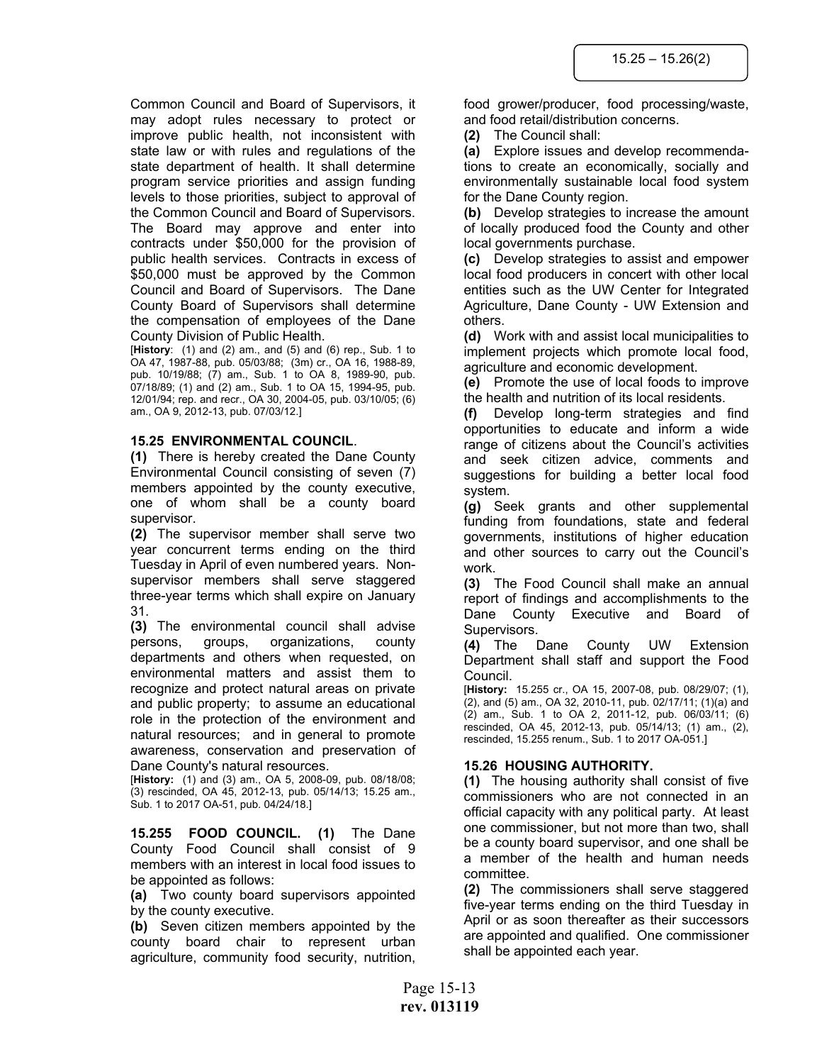Common Council and Board of Supervisors, it may adopt rules necessary to protect or improve public health, not inconsistent with state law or with rules and regulations of the state department of health. It shall determine program service priorities and assign funding levels to those priorities, subject to approval of the Common Council and Board of Supervisors. The Board may approve and enter into contracts under $50,000 for the provision of public health services. Contracts in excess of $50,000 must be approved by the Common Council and Board of Supervisors. The Dane County Board of Supervisors shall determine the compensation of employees of the Dane County Division of Public Health.

[**History**: (1) and (2) am., and (5) and (6) rep., Sub. 1 to OA 47, 1987-88, pub. 05/03/88; (3m) cr., OA 16, 1988-89, pub. 10/19/88; (7) am., Sub. 1 to OA 8, 1989-90, pub. 07/18/89; (1) and (2) am., Sub. 1 to OA 15, 1994-95, pub. 12/01/94; rep. and recr., OA 30, 2004-05, pub. 03/10/05; (6) am., OA 9, 2012-13, pub. 07/03/12.]

### 15.25 ENVIRONMENTAL COUNCIL.

**(1)** There is hereby created the Dane County Environmental Council consisting of seven (7) members appointed by the county executive, one of whom shall be a county board supervisor.

**(2)** The supervisor member shall serve two year concurrent terms ending on the third Tuesday in April of even numbered years. Non-supervisor members shall serve staggered three-year terms which shall expire on January 31.

**(3)** The environmental council shall advise persons, groups, organizations, county departments and others when requested, on environmental matters and assist them to recognize and protect natural areas on private and public property; to assume an educational role in the protection of the environment and natural resources; and in general to promote awareness, conservation and preservation of Dane County's natural resources.

[**History:** (1) and (3) am., OA 5, 2008-09, pub. 08/18/08; (3) rescinded, OA 45, 2012-13, pub. 05/14/13; 15.25 am., Sub. 1 to 2017 OA-51, pub. 04/24/18.]

**15.255 FOOD COUNCIL. (1)** The Dane County Food Council shall consist of 9 members with an interest in local food issues to be appointed as follows:

**(a)** Two county board supervisors appointed by the county executive.

**(b)** Seven citizen members appointed by the county board chair to represent urban agriculture, community food security, nutrition, food grower/producer, food processing/waste, and food retail/distribution concerns.

**(2)** The Council shall:

**(a)** Explore issues and develop recommendations to create an economically, socially and environmentally sustainable local food system for the Dane County region.

**(b)** Develop strategies to increase the amount of locally produced food the County and other local governments purchase.

**(c)** Develop strategies to assist and empower local food producers in concert with other local entities such as the UW Center for Integrated Agriculture, Dane County - UW Extension and others.

**(d)** Work with and assist local municipalities to implement projects which promote local food, agriculture and economic development.

**(e)** Promote the use of local foods to improve the health and nutrition of its local residents.

**(f)** Develop long-term strategies and find opportunities to educate and inform a wide range of citizens about the Council's activities and seek citizen advice, comments and suggestions for building a better local food system.

**(g)** Seek grants and other supplemental funding from foundations, state and federal governments, institutions of higher education and other sources to carry out the Council's work.

**(3)** The Food Council shall make an annual report of findings and accomplishments to the Dane County Executive and Board of Supervisors.

**(4)** The Dane County UW Extension Department shall staff and support the Food Council.

[**History:** 15.255 cr., OA 15, 2007-08, pub. 08/29/07; (1), (2), and (5) am., OA 32, 2010-11, pub. 02/17/11; (1)(a) and (2) am., Sub. 1 to OA 2, 2011-12, pub. 06/03/11; (6) rescinded, OA 45, 2012-13, pub. 05/14/13; (1) am., (2), rescinded, 15.255 renum., Sub. 1 to 2017 OA-051.]

### 15.26 HOUSING AUTHORITY.

**(1)** The housing authority shall consist of five commissioners who are not connected in an official capacity with any political party. At least one commissioner, but not more than two, shall be a county board supervisor, and one shall be a member of the health and human needs committee.

**(2)** The commissioners shall serve staggered five-year terms ending on the third Tuesday in April or as soon thereafter as their successors are appointed and qualified. One commissioner shall be appointed each year.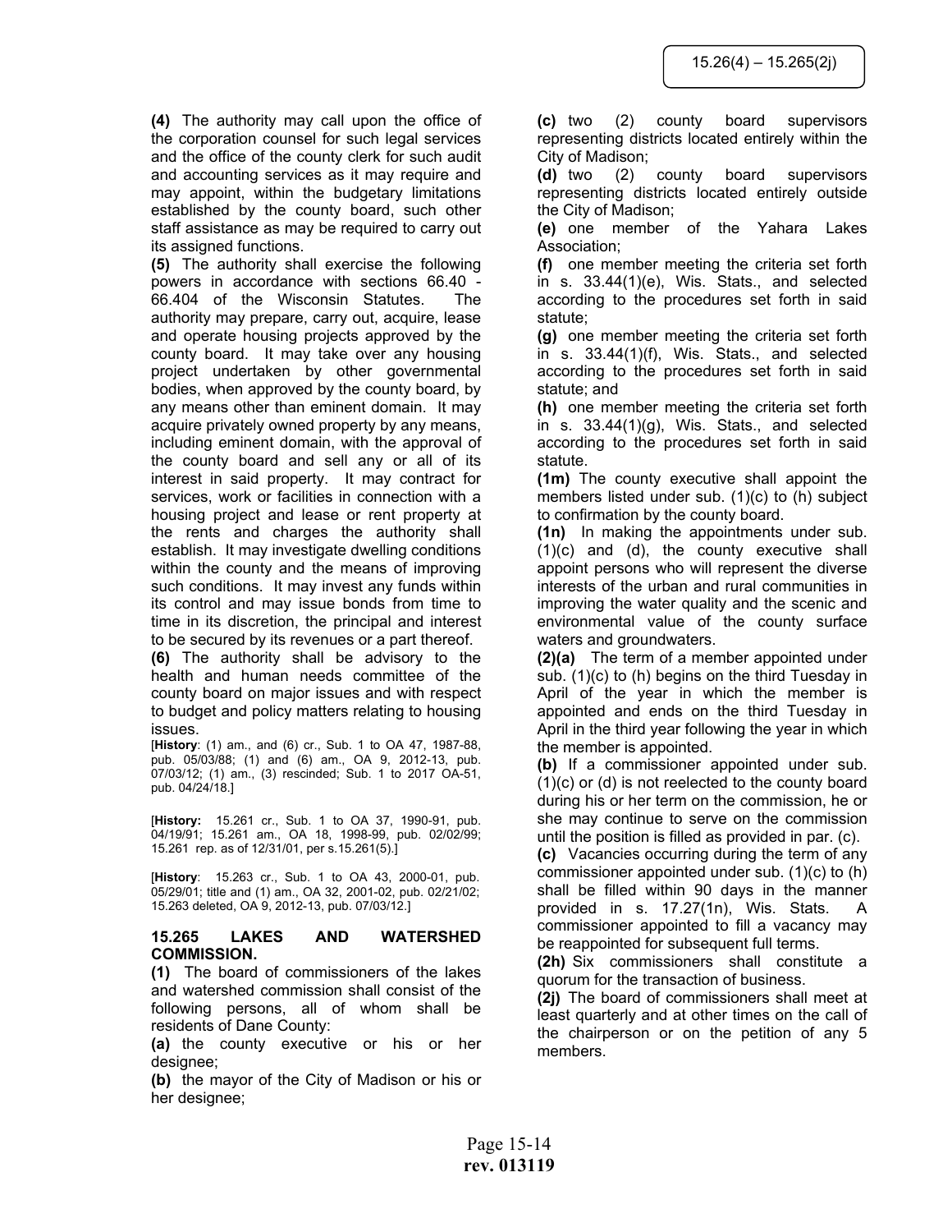**(4)** The authority may call upon the office of the corporation counsel for such legal services and the office of the county clerk for such audit and accounting services as it may require and may appoint, within the budgetary limitations established by the county board, such other staff assistance as may be required to carry out its assigned functions.

**(5)** The authority shall exercise the following powers in accordance with sections 66.40 - 66.404 of the Wisconsin Statutes. The authority may prepare, carry out, acquire, lease and operate housing projects approved by the county board. It may take over any housing project undertaken by other governmental bodies, when approved by the county board, by any means other than eminent domain. It may acquire privately owned property by any means, including eminent domain, with the approval of the county board and sell any or all of its interest in said property. It may contract for services, work or facilities in connection with a housing project and lease or rent property at the rents and charges the authority shall establish. It may investigate dwelling conditions within the county and the means of improving such conditions. It may invest any funds within its control and may issue bonds from time to time in its discretion, the principal and interest to be secured by its revenues or a part thereof.

**(6)** The authority shall be advisory to the health and human needs committee of the county board on major issues and with respect to budget and policy matters relating to housing issues.

[**History**: (1) am., and (6) cr., Sub. 1 to OA 47, 1987-88, pub. 05/03/88; (1) and (6) am., OA 9, 2012-13, pub. 07/03/12; (1) am., (3) rescinded; Sub. 1 to 2017 OA-51, pub. 04/24/18.]

[**History:** 15.261 cr., Sub. 1 to OA 37, 1990-91, pub. 04/19/91; 15.261 am., OA 18, 1998-99, pub. 02/02/99; 15.261 rep. as of 12/31/01, per s.15.261(5).]

[**History**: 15.263 cr., Sub. 1 to OA 43, 2000-01, pub. 05/29/01; title and (1) am., OA 32, 2001-02, pub. 02/21/02; 15.263 deleted, OA 9, 2012-13, pub. 07/03/12.]

### 15.265 LAKES AND WATERSHED COMMISSION.

**(1)** The board of commissioners of the lakes and watershed commission shall consist of the following persons, all of whom shall be residents of Dane County:

**(a)** the county executive or his or her designee;

**(b)** the mayor of the City of Madison or his or her designee;

**(c)** two (2) county board supervisors representing districts located entirely within the City of Madison;

**(d)** two (2) county board supervisors representing districts located entirely outside the City of Madison;

**(e)** one member of the Yahara Lakes Association;

**(f)** one member meeting the criteria set forth in s. 33.44(1)(e), Wis. Stats., and selected according to the procedures set forth in said statute;

**(g)** one member meeting the criteria set forth in s. 33.44(1)(f), Wis. Stats., and selected according to the procedures set forth in said statute; and

**(h)** one member meeting the criteria set forth in s. 33.44(1)(g), Wis. Stats., and selected according to the procedures set forth in said statute.

**(1m)** The county executive shall appoint the members listed under sub. (1)(c) to (h) subject to confirmation by the county board.

**(1n)** In making the appointments under sub. (1)(c) and (d), the county executive shall appoint persons who will represent the diverse interests of the urban and rural communities in improving the water quality and the scenic and environmental value of the county surface waters and groundwaters.

**(2)(a)** The term of a member appointed under sub. (1)(c) to (h) begins on the third Tuesday in April of the year in which the member is appointed and ends on the third Tuesday in April in the third year following the year in which the member is appointed.

**(b)** If a commissioner appointed under sub. (1)(c) or (d) is not reelected to the county board during his or her term on the commission, he or she may continue to serve on the commission until the position is filled as provided in par. (c).

**(c)** Vacancies occurring during the term of any commissioner appointed under sub. (1)(c) to (h) shall be filled within 90 days in the manner provided in s. 17.27(1n), Wis. Stats. A commissioner appointed to fill a vacancy may be reappointed for subsequent full terms.

**(2h)** Six commissioners shall constitute a quorum for the transaction of business.

**(2j)** The board of commissioners shall meet at least quarterly and at other times on the call of the chairperson or on the petition of any 5 members.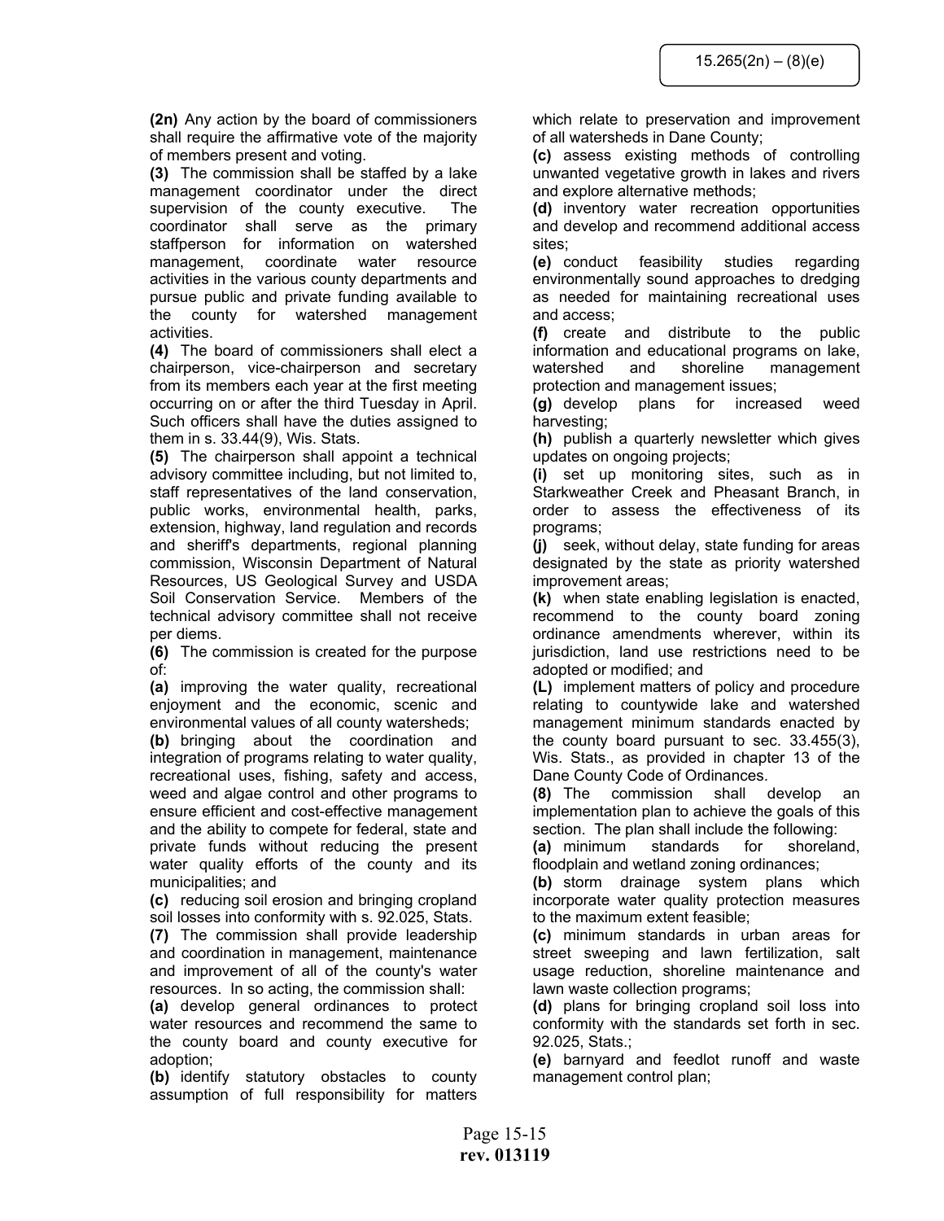**(2n)** Any action by the board of commissioners shall require the affirmative vote of the majority of members present and voting.

**(3)** The commission shall be staffed by a lake management coordinator under the direct supervision of the county executive. The coordinator shall serve as the primary staffperson for information on watershed management, coordinate water resource activities in the various county departments and pursue public and private funding available to the county for watershed management activities.

**(4)** The board of commissioners shall elect a chairperson, vice-chairperson and secretary from its members each year at the first meeting occurring on or after the third Tuesday in April. Such officers shall have the duties assigned to them in s. 33.44(9), Wis. Stats.

**(5)** The chairperson shall appoint a technical advisory committee including, but not limited to, staff representatives of the land conservation, public works, environmental health, parks, extension, highway, land regulation and records and sheriff's departments, regional planning commission, Wisconsin Department of Natural Resources, US Geological Survey and USDA Soil Conservation Service. Members of the technical advisory committee shall not receive per diems.

**(6)** The commission is created for the purpose of:

**(a)** improving the water quality, recreational enjoyment and the economic, scenic and environmental values of all county watersheds;

**(b)** bringing about the coordination and integration of programs relating to water quality, recreational uses, fishing, safety and access, weed and algae control and other programs to ensure efficient and cost-effective management and the ability to compete for federal, state and private funds without reducing the present water quality efforts of the county and its municipalities; and

**(c)** reducing soil erosion and bringing cropland soil losses into conformity with s. 92.025, Stats.

**(7)** The commission shall provide leadership and coordination in management, maintenance and improvement of all of the county's water resources. In so acting, the commission shall:

**(a)** develop general ordinances to protect water resources and recommend the same to the county board and county executive for adoption;

**(b)** identify statutory obstacles to county assumption of full responsibility for matters which relate to preservation and improvement of all watersheds in Dane County;

**(c)** assess existing methods of controlling unwanted vegetative growth in lakes and rivers and explore alternative methods;

**(d)** inventory water recreation opportunities and develop and recommend additional access sites;

**(e)** conduct feasibility studies regarding environmentally sound approaches to dredging as needed for maintaining recreational uses and access;

**(f)** create and distribute to the public information and educational programs on lake, watershed and shoreline management protection and management issues;

**(g)** develop plans for increased weed harvesting;

**(h)** publish a quarterly newsletter which gives updates on ongoing projects;

**(i)** set up monitoring sites, such as in Starkweather Creek and Pheasant Branch, in order to assess the effectiveness of its programs;

**(j)** seek, without delay, state funding for areas designated by the state as priority watershed improvement areas;

**(k)** when state enabling legislation is enacted, recommend to the county board zoning ordinance amendments wherever, within its jurisdiction, land use restrictions need to be adopted or modified; and

**(L)** implement matters of policy and procedure relating to countywide lake and watershed management minimum standards enacted by the county board pursuant to sec. 33.455(3), Wis. Stats., as provided in chapter 13 of the Dane County Code of Ordinances.

**(8)** The commission shall develop an implementation plan to achieve the goals of this section. The plan shall include the following:

**(a)** minimum standards for shoreland, floodplain and wetland zoning ordinances;

**(b)** storm drainage system plans which incorporate water quality protection measures to the maximum extent feasible;

**(c)** minimum standards in urban areas for street sweeping and lawn fertilization, salt usage reduction, shoreline maintenance and lawn waste collection programs;

**(d)** plans for bringing cropland soil loss into conformity with the standards set forth in sec. 92.025, Stats.;

**(e)** barnyard and feedlot runoff and waste management control plan;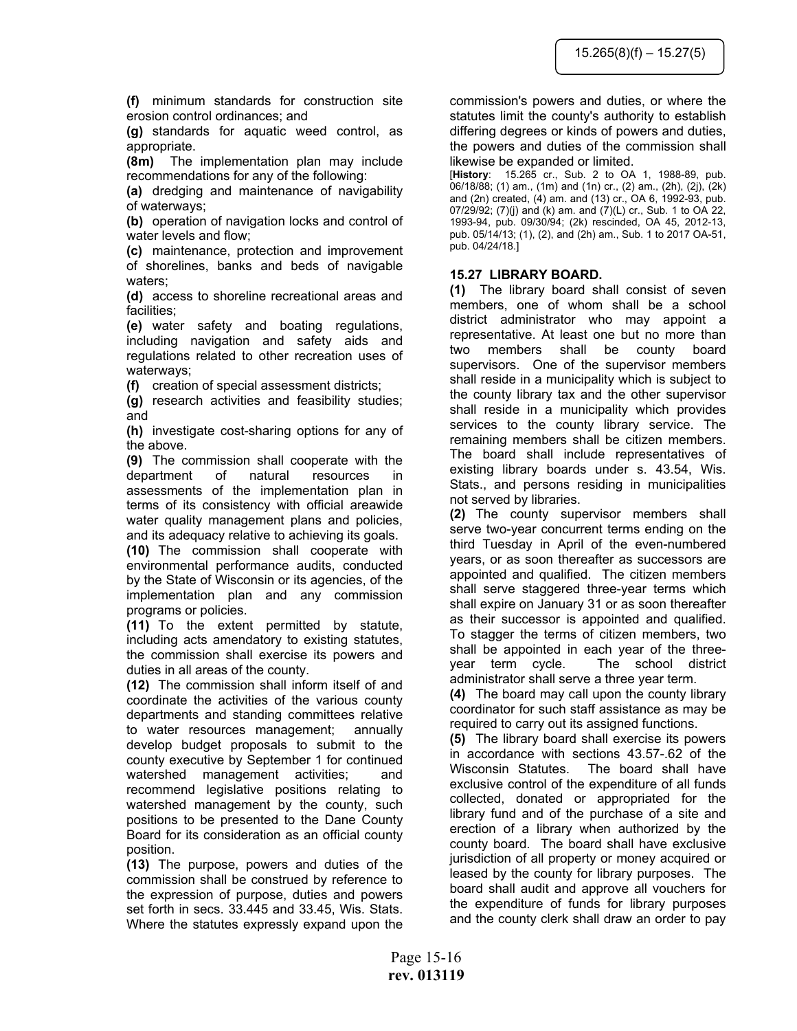**(f)** minimum standards for construction site erosion control ordinances; and

**(g)** standards for aquatic weed control, as appropriate.

**(8m)** The implementation plan may include recommendations for any of the following:

**(a)** dredging and maintenance of navigability of waterways;

**(b)** operation of navigation locks and control of water levels and flow;

**(c)** maintenance, protection and improvement of shorelines, banks and beds of navigable waters;

**(d)** access to shoreline recreational areas and facilities;

**(e)** water safety and boating regulations, including navigation and safety aids and regulations related to other recreation uses of waterways;

**(f)** creation of special assessment districts;

**(g)** research activities and feasibility studies; and

**(h)** investigate cost-sharing options for any of the above.

**(9)** The commission shall cooperate with the department of natural resources in assessments of the implementation plan in terms of its consistency with official areawide water quality management plans and policies, and its adequacy relative to achieving its goals.

**(10)** The commission shall cooperate with environmental performance audits, conducted by the State of Wisconsin or its agencies, of the implementation plan and any commission programs or policies.

**(11)** To the extent permitted by statute, including acts amendatory to existing statutes, the commission shall exercise its powers and duties in all areas of the county.

**(12)** The commission shall inform itself of and coordinate the activities of the various county departments and standing committees relative to water resources management; annually develop budget proposals to submit to the county executive by September 1 for continued watershed management activities; and recommend legislative positions relating to watershed management by the county, such positions to be presented to the Dane County Board for its consideration as an official county position.

**(13)** The purpose, powers and duties of the commission shall be construed by reference to the expression of purpose, duties and powers set forth in secs. 33.445 and 33.45, Wis. Stats. Where the statutes expressly expand upon the commission's powers and duties, or where the statutes limit the county's authority to establish differing degrees or kinds of powers and duties, the powers and duties of the commission shall likewise be expanded or limited.

[**History**: 15.265 cr., Sub. 2 to OA 1, 1988-89, pub. 06/18/88; (1) am., (1m) and (1n) cr., (2) am., (2h), (2j), (2k) and (2n) created, (4) am. and (13) cr., OA 6, 1992-93, pub. 07/29/92; (7)(j) and (k) am. and (7)(L) cr., Sub. 1 to OA 22, 1993-94, pub. 09/30/94; (2k) rescinded, OA 45, 2012-13, pub. 05/14/13; (1), (2), and (2h) am., Sub. 1 to 2017 OA-51, pub. 04/24/18.]

## 15.27 LIBRARY BOARD.

**(1)** The library board shall consist of seven members, one of whom shall be a school district administrator who may appoint a representative. At least one but no more than two members shall be county board supervisors. One of the supervisor members shall reside in a municipality which is subject to the county library tax and the other supervisor shall reside in a municipality which provides services to the county library service. The remaining members shall be citizen members. The board shall include representatives of existing library boards under s. 43.54, Wis. Stats., and persons residing in municipalities not served by libraries.

**(2)** The county supervisor members shall serve two-year concurrent terms ending on the third Tuesday in April of the even-numbered years, or as soon thereafter as successors are appointed and qualified. The citizen members shall serve staggered three-year terms which shall expire on January 31 or as soon thereafter as their successor is appointed and qualified. To stagger the terms of citizen members, two shall be appointed in each year of the three-year term cycle. The school district administrator shall serve a three year term.

**(4)** The board may call upon the county library coordinator for such staff assistance as may be required to carry out its assigned functions.

**(5)** The library board shall exercise its powers in accordance with sections 43.57-.62 of the Wisconsin Statutes. The board shall have exclusive control of the expenditure of all funds collected, donated or appropriated for the library fund and of the purchase of a site and erection of a library when authorized by the county board. The board shall have exclusive jurisdiction of all property or money acquired or leased by the county for library purposes. The board shall audit and approve all vouchers for the expenditure of funds for library purposes and the county clerk shall draw an order to pay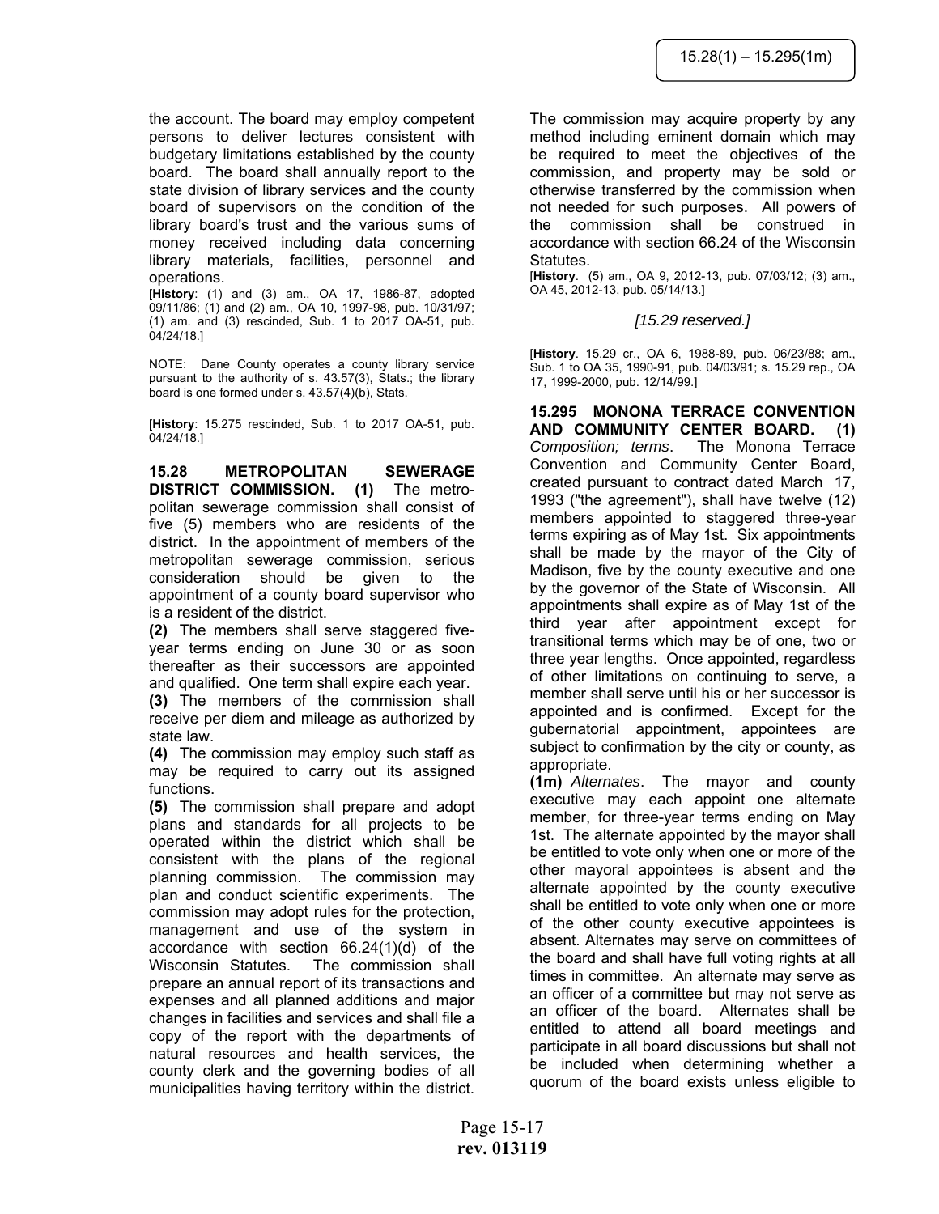the account. The board may employ competent persons to deliver lectures consistent with budgetary limitations established by the county board. The board shall annually report to the state division of library services and the county board of supervisors on the condition of the library board's trust and the various sums of money received including data concerning library materials, facilities, personnel and operations.

[**History**: (1) and (3) am., OA 17, 1986-87, adopted 09/11/86; (1) and (2) am., OA 10, 1997-98, pub. 10/31/97; (1) am. and (3) rescinded, Sub. 1 to 2017 OA-51, pub. 04/24/18.]

NOTE: Dane County operates a county library service pursuant to the authority of s. 43.57(3), Stats.; the library board is one formed under s. 43.57(4)(b), Stats.

[**History**: 15.275 rescinded, Sub. 1 to 2017 OA-51, pub. 04/24/18.]

**15.28 METROPOLITAN SEWERAGE DISTRICT COMMISSION. (1)** The metropolitan sewerage commission shall consist of five (5) members who are residents of the district. In the appointment of members of the metropolitan sewerage commission, serious consideration should be given to the appointment of a county board supervisor who is a resident of the district.

**(2)** The members shall serve staggered five-year terms ending on June 30 or as soon thereafter as their successors are appointed and qualified. One term shall expire each year.

**(3)** The members of the commission shall receive per diem and mileage as authorized by state law.

**(4)** The commission may employ such staff as may be required to carry out its assigned functions.

**(5)** The commission shall prepare and adopt plans and standards for all projects to be operated within the district which shall be consistent with the plans of the regional planning commission. The commission may plan and conduct scientific experiments. The commission may adopt rules for the protection, management and use of the system in accordance with section 66.24(1)(d) of the Wisconsin Statutes. The commission shall prepare an annual report of its transactions and expenses and all planned additions and major changes in facilities and services and shall file a copy of the report with the departments of natural resources and health services, the county clerk and the governing bodies of all municipalities having territory within the district. The commission may acquire property by any method including eminent domain which may be required to meet the objectives of the commission, and property may be sold or otherwise transferred by the commission when not needed for such purposes. All powers of the commission shall be construed in accordance with section 66.24 of the Wisconsin Statutes.

[**History**. (5) am., OA 9, 2012-13, pub. 07/03/12; (3) am., OA 45, 2012-13, pub. 05/14/13.]

*[15.29 reserved.]*

[**History**. 15.29 cr., OA 6, 1988-89, pub. 06/23/88; am., Sub. 1 to OA 35, 1990-91, pub. 04/03/91; s. 15.29 rep., OA 17, 1999-2000, pub. 12/14/99.]

**15.295 MONONA TERRACE CONVENTION AND COMMUNITY CENTER BOARD. (1)** *Composition; terms*. The Monona Terrace Convention and Community Center Board, created pursuant to contract dated March 17, 1993 ("the agreement"), shall have twelve (12) members appointed to staggered three-year terms expiring as of May 1st. Six appointments shall be made by the mayor of the City of Madison, five by the county executive and one by the governor of the State of Wisconsin. All appointments shall expire as of May 1st of the third year after appointment except for transitional terms which may be of one, two or three year lengths. Once appointed, regardless of other limitations on continuing to serve, a member shall serve until his or her successor is appointed and is confirmed. Except for the gubernatorial appointment, appointees are subject to confirmation by the city or county, as appropriate.

**(1m)** *Alternates*. The mayor and county executive may each appoint one alternate member, for three-year terms ending on May 1st. The alternate appointed by the mayor shall be entitled to vote only when one or more of the other mayoral appointees is absent and the alternate appointed by the county executive shall be entitled to vote only when one or more of the other county executive appointees is absent. Alternates may serve on committees of the board and shall have full voting rights at all times in committee. An alternate may serve as an officer of a committee but may not serve as an officer of the board. Alternates shall be entitled to attend all board meetings and participate in all board discussions but shall not be included when determining whether a quorum of the board exists unless eligible to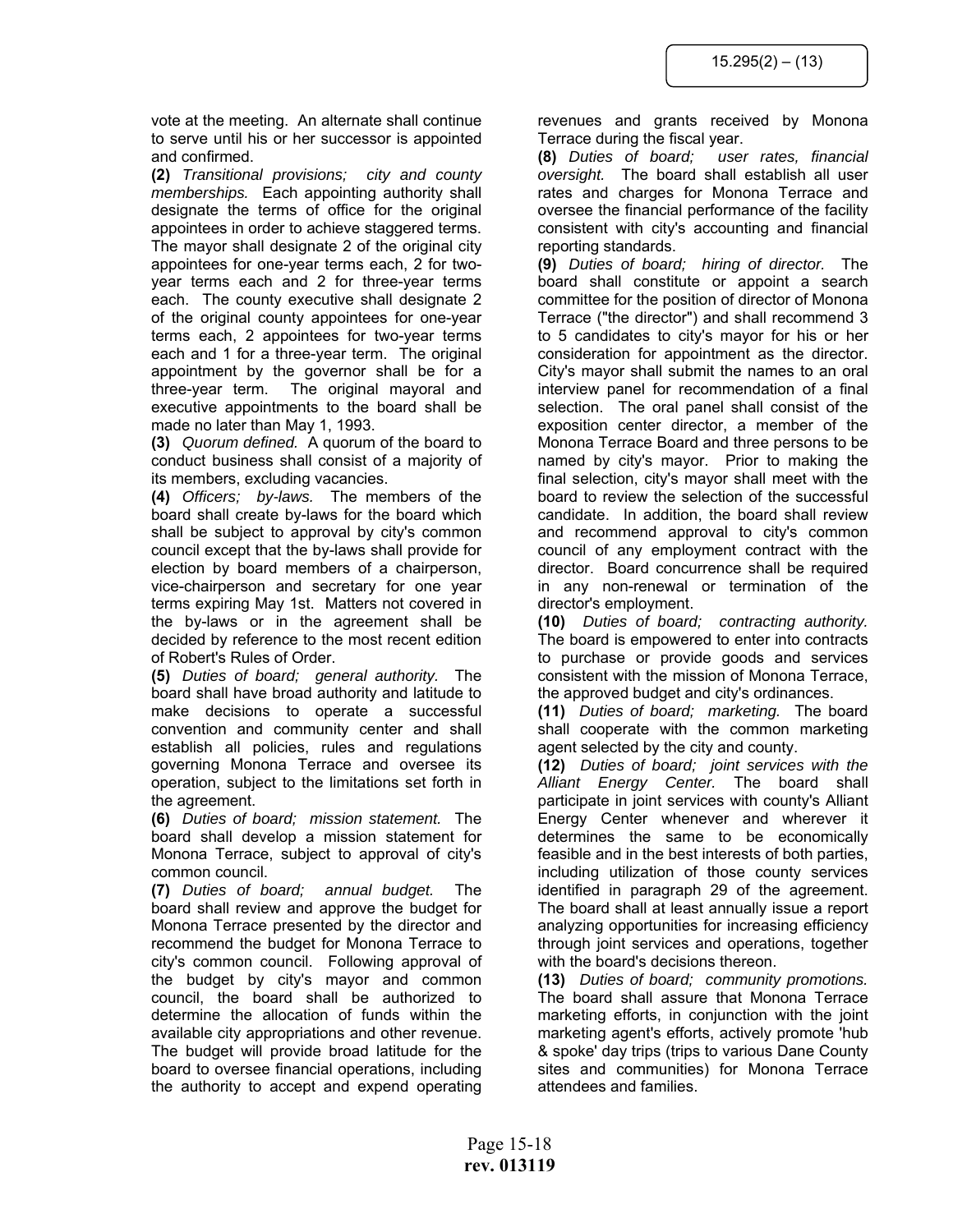vote at the meeting. An alternate shall continue to serve until his or her successor is appointed and confirmed.

**(2)** *Transitional provisions; city and county memberships.* Each appointing authority shall designate the terms of office for the original appointees in order to achieve staggered terms. The mayor shall designate 2 of the original city appointees for one-year terms each, 2 for two-year terms each and 2 for three-year terms each. The county executive shall designate 2 of the original county appointees for one-year terms each, 2 appointees for two-year terms each and 1 for a three-year term. The original appointment by the governor shall be for a three-year term. The original mayoral and executive appointments to the board shall be made no later than May 1, 1993.

**(3)** *Quorum defined.* A quorum of the board to conduct business shall consist of a majority of its members, excluding vacancies.

**(4)** *Officers; by-laws.* The members of the board shall create by-laws for the board which shall be subject to approval by city's common council except that the by-laws shall provide for election by board members of a chairperson, vice-chairperson and secretary for one year terms expiring May 1st. Matters not covered in the by-laws or in the agreement shall be decided by reference to the most recent edition of Robert's Rules of Order.

**(5)** *Duties of board; general authority.* The board shall have broad authority and latitude to make decisions to operate a successful convention and community center and shall establish all policies, rules and regulations governing Monona Terrace and oversee its operation, subject to the limitations set forth in the agreement.

**(6)** *Duties of board; mission statement.* The board shall develop a mission statement for Monona Terrace, subject to approval of city's common council.

**(7)** *Duties of board; annual budget.* The board shall review and approve the budget for Monona Terrace presented by the director and recommend the budget for Monona Terrace to city's common council. Following approval of the budget by city's mayor and common council, the board shall be authorized to determine the allocation of funds within the available city appropriations and other revenue. The budget will provide broad latitude for the board to oversee financial operations, including the authority to accept and expend operating revenues and grants received by Monona Terrace during the fiscal year.

**(8)** *Duties of board; user rates, financial oversight.* The board shall establish all user rates and charges for Monona Terrace and oversee the financial performance of the facility consistent with city's accounting and financial reporting standards.

**(9)** *Duties of board; hiring of director.* The board shall constitute or appoint a search committee for the position of director of Monona Terrace ("the director") and shall recommend 3 to 5 candidates to city's mayor for his or her consideration for appointment as the director. City's mayor shall submit the names to an oral interview panel for recommendation of a final selection. The oral panel shall consist of the exposition center director, a member of the Monona Terrace Board and three persons to be named by city's mayor. Prior to making the final selection, city's mayor shall meet with the board to review the selection of the successful candidate. In addition, the board shall review and recommend approval to city's common council of any employment contract with the director. Board concurrence shall be required in any non-renewal or termination of the director's employment.

**(10)** *Duties of board; contracting authority.* The board is empowered to enter into contracts to purchase or provide goods and services consistent with the mission of Monona Terrace, the approved budget and city's ordinances.

**(11)** *Duties of board; marketing.* The board shall cooperate with the common marketing agent selected by the city and county.

**(12)** *Duties of board; joint services with the Alliant Energy Center.* The board shall participate in joint services with county's Alliant Energy Center whenever and wherever it determines the same to be economically feasible and in the best interests of both parties, including utilization of those county services identified in paragraph 29 of the agreement. The board shall at least annually issue a report analyzing opportunities for increasing efficiency through joint services and operations, together with the board's decisions thereon.

**(13)** *Duties of board; community promotions.* The board shall assure that Monona Terrace marketing efforts, in conjunction with the joint marketing agent's efforts, actively promote 'hub & spoke' day trips (trips to various Dane County sites and communities) for Monona Terrace attendees and families.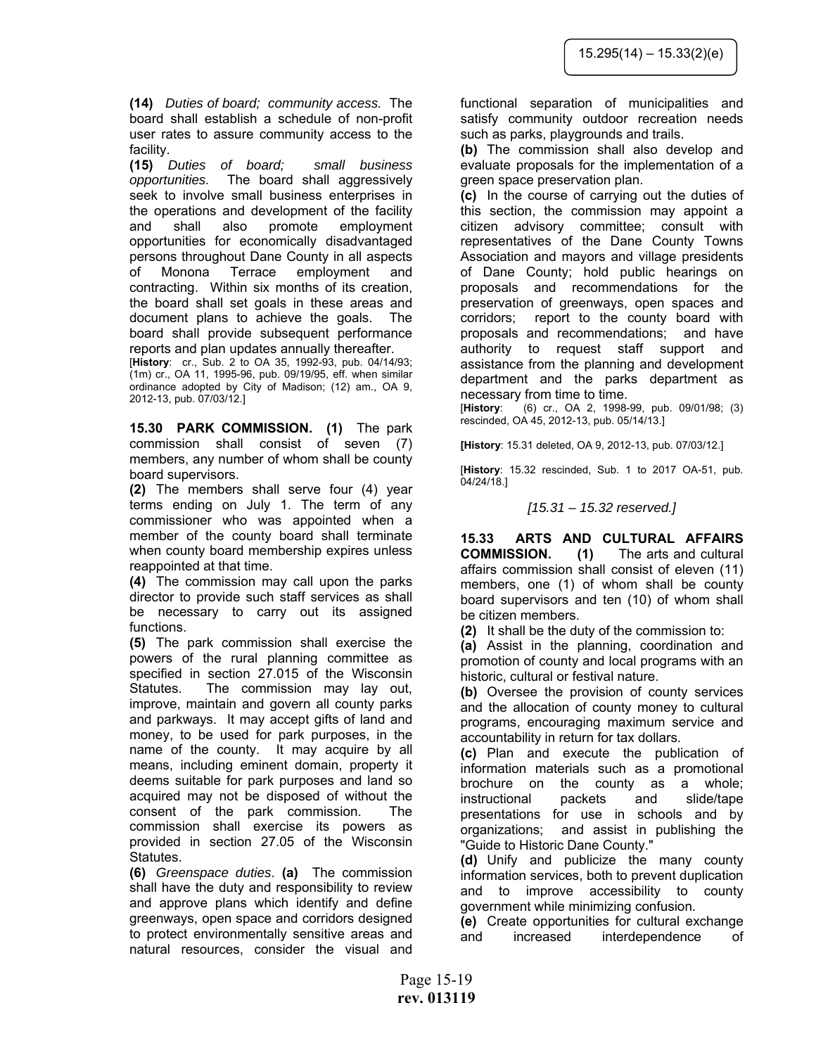**(14)** *Duties of board; community access.* The board shall establish a schedule of non-profit user rates to assure community access to the facility.

**(15)** *Duties of board; small business opportunities.* The board shall aggressively seek to involve small business enterprises in the operations and development of the facility and shall also promote employment opportunities for economically disadvantaged persons throughout Dane County in all aspects of Monona Terrace employment and contracting. Within six months of its creation, the board shall set goals in these areas and document plans to achieve the goals. The board shall provide subsequent performance reports and plan updates annually thereafter.

[**History**: cr., Sub. 2 to OA 35, 1992-93, pub. 04/14/93; (1m) cr., OA 11, 1995-96, pub. 09/19/95, eff. when similar ordinance adopted by City of Madison; (12) am., OA 9, 2012-13, pub. 07/03/12.]

**15.30 PARK COMMISSION. (1)** The park commission shall consist of seven (7) members, any number of whom shall be county board supervisors.

**(2)** The members shall serve four (4) year terms ending on July 1. The term of any commissioner who was appointed when a member of the county board shall terminate when county board membership expires unless reappointed at that time.

**(4)** The commission may call upon the parks director to provide such staff services as shall be necessary to carry out its assigned functions.

**(5)** The park commission shall exercise the powers of the rural planning committee as specified in section 27.015 of the Wisconsin Statutes. The commission may lay out, improve, maintain and govern all county parks and parkways. It may accept gifts of land and money, to be used for park purposes, in the name of the county. It may acquire by all means, including eminent domain, property it deems suitable for park purposes and land so acquired may not be disposed of without the consent of the park commission. The commission shall exercise its powers as provided in section 27.05 of the Wisconsin Statutes.

**(6)** *Greenspace duties*. **(a)** The commission shall have the duty and responsibility to review and approve plans which identify and define greenways, open space and corridors designed to protect environmentally sensitive areas and natural resources, consider the visual and functional separation of municipalities and satisfy community outdoor recreation needs such as parks, playgrounds and trails.

**(b)** The commission shall also develop and evaluate proposals for the implementation of a green space preservation plan.

**(c)** In the course of carrying out the duties of this section, the commission may appoint a citizen advisory committee; consult with representatives of the Dane County Towns Association and mayors and village presidents of Dane County; hold public hearings on proposals and recommendations for the preservation of greenways, open spaces and corridors; report to the county board with proposals and recommendations; and have authority to request staff support and assistance from the planning and development department and the parks department as necessary from time to time.

[**History**: (6) cr., OA 2, 1998-99, pub. 09/01/98; (3) rescinded, OA 45, 2012-13, pub. 05/14/13.]

**[History**: 15.31 deleted, OA 9, 2012-13, pub. 07/03/12.]

[**History**: 15.32 rescinded, Sub. 1 to 2017 OA-51, pub. 04/24/18.]

*[15.31 – 15.32 reserved.]*

**15.33 ARTS AND CULTURAL AFFAIRS COMMISSION. (1)** The arts and cultural affairs commission shall consist of eleven (11) members, one (1) of whom shall be county board supervisors and ten (10) of whom shall be citizen members.

**(2)** It shall be the duty of the commission to:

**(a)** Assist in the planning, coordination and promotion of county and local programs with an historic, cultural or festival nature.

**(b)** Oversee the provision of county services and the allocation of county money to cultural programs, encouraging maximum service and accountability in return for tax dollars.

**(c)** Plan and execute the publication of information materials such as a promotional brochure on the county as a whole; instructional packets and slide/tape presentations for use in schools and by organizations; and assist in publishing the "Guide to Historic Dane County."

**(d)** Unify and publicize the many county information services, both to prevent duplication and to improve accessibility to county government while minimizing confusion.

**(e)** Create opportunities for cultural exchange and increased interdependence of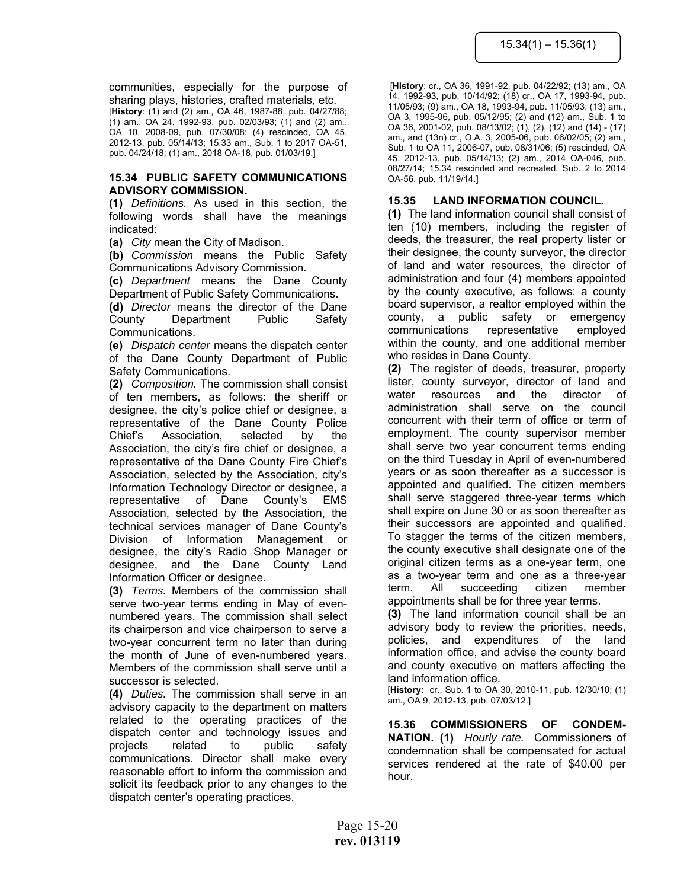communities, especially for the purpose of sharing plays, histories, crafted materials, etc.

[**History**: (1) and (2) am., OA 46, 1987-88, pub. 04/27/88; (1) am., OA 24, 1992-93, pub. 02/03/93; (1) and (2) am., OA 10, 2008-09, pub. 07/30/08; (4) rescinded, OA 45, 2012-13, pub. 05/14/13; 15.33 am., Sub. 1 to 2017 OA-51, pub. 04/24/18; (1) am., 2018 OA-18, pub. 01/03/19.]

**15.34 PUBLIC SAFETY COMMUNICATIONS ADVISORY COMMISSION.**

**(1)** *Definitions.* As used in this section, the following words shall have the meanings indicated:

**(a)** *City* mean the City of Madison.

**(b)** *Commission* means the Public Safety Communications Advisory Commission.

**(c)** *Department* means the Dane County Department of Public Safety Communications.

**(d)** *Director* means the director of the Dane County Department Public Safety Communications.

**(e)** *Dispatch center* means the dispatch center of the Dane County Department of Public Safety Communications.

**(2)** *Composition.* The commission shall consist of ten members, as follows: the sheriff or designee, the city's police chief or designee, a representative of the Dane County Police Chief's Association, selected by the Association, the city's fire chief or designee, a representative of the Dane County Fire Chief's Association, selected by the Association, city's Information Technology Director or designee, a representative of Dane County's EMS Association, selected by the Association, the technical services manager of Dane County's Division of Information Management or designee, the city's Radio Shop Manager or designee, and the Dane County Land Information Officer or designee.

**(3)** *Terms.* Members of the commission shall serve two-year terms ending in May of even-numbered years. The commission shall select its chairperson and vice chairperson to serve a two-year concurrent term no later than during the month of June of even-numbered years. Members of the commission shall serve until a successor is selected.

**(4)** *Duties.* The commission shall serve in an advisory capacity to the department on matters related to the operating practices of the dispatch center and technology issues and projects related to public safety communications. Director shall make every reasonable effort to inform the commission and solicit its feedback prior to any changes to the dispatch center's operating practices.

[**History**: cr., OA 36, 1991-92, pub. 04/22/92; (13) am., OA 14, 1992-93, pub. 10/14/92; (18) cr., OA 17, 1993-94, pub. 11/05/93; (9) am., OA 18, 1993-94, pub. 11/05/93; (13) am., OA 3, 1995-96, pub. 05/12/95; (2) and (12) am., Sub. 1 to OA 36, 2001-02, pub. 08/13/02; (1), (2), (12) and (14) - (17) am., and (13n) cr., O.A. 3, 2005-06, pub. 06/02/05; (2) am., Sub. 1 to OA 11, 2006-07, pub. 08/31/06; (5) rescinded, OA 45, 2012-13, pub. 05/14/13; (2) am., 2014 OA-046, pub. 08/27/14; 15.34 rescinded and recreated, Sub. 2 to 2014 OA-56, pub. 11/19/14.]

**15.35 LAND INFORMATION COUNCIL.**

**(1)** The land information council shall consist of ten (10) members, including the register of deeds, the treasurer, the real property lister or their designee, the county surveyor, the director of land and water resources, the director of administration and four (4) members appointed by the county executive, as follows: a county board supervisor, a realtor employed within the county, a public safety or emergency communications representative employed within the county, and one additional member who resides in Dane County.

**(2)** The register of deeds, treasurer, property lister, county surveyor, director of land and water resources and the director of administration shall serve on the council concurrent with their term of office or term of employment. The county supervisor member shall serve two year concurrent terms ending on the third Tuesday in April of even-numbered years or as soon thereafter as a successor is appointed and qualified. The citizen members shall serve staggered three-year terms which shall expire on June 30 or as soon thereafter as their successors are appointed and qualified. To stagger the terms of the citizen members, the county executive shall designate one of the original citizen terms as a one-year term, one as a two-year term and one as a three-year term. All succeeding citizen member appointments shall be for three year terms.

**(3)** The land information council shall be an advisory body to review the priorities, needs, policies, and expenditures of the land information office, and advise the county board and county executive on matters affecting the land information office.

[**History:** cr., Sub. 1 to OA 30, 2010-11, pub. 12/30/10; (1) am., OA 9, 2012-13, pub. 07/03/12.]

**15.36 COMMISSIONERS OF CONDEMNATION. (1)** *Hourly rate.* Commissioners of condemnation shall be compensated for actual services rendered at the rate of $40.00 per hour.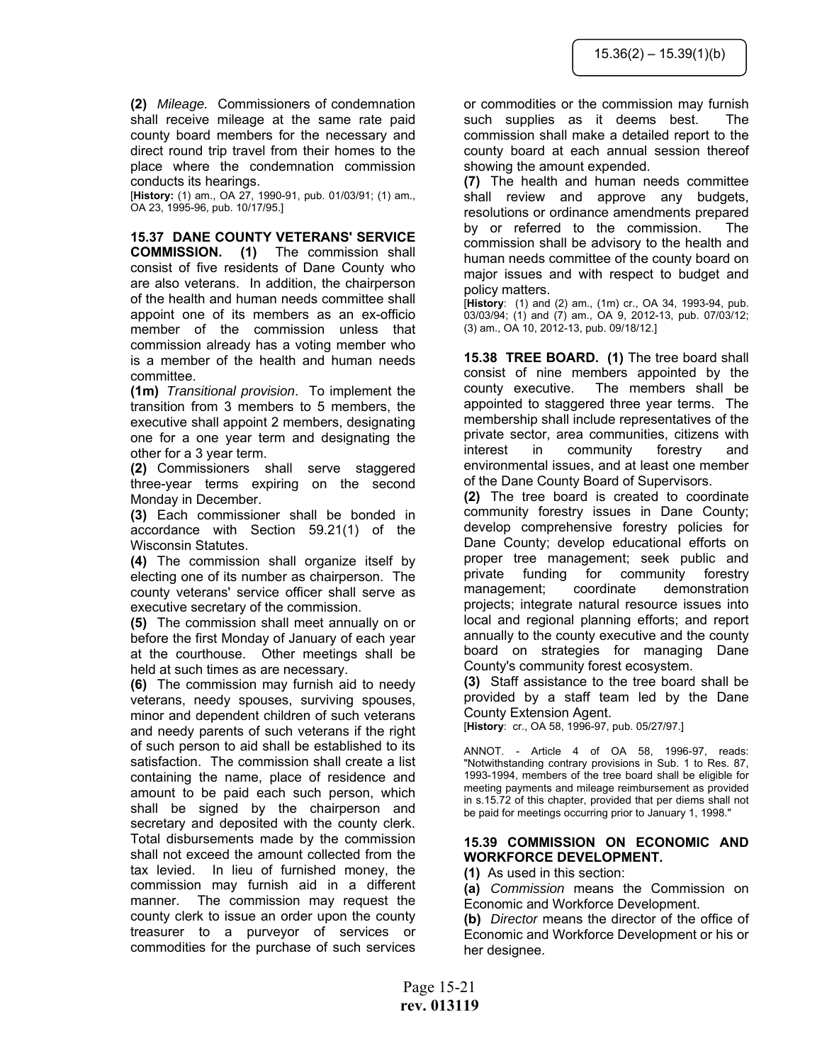**(2)** *Mileage.* Commissioners of condemnation shall receive mileage at the same rate paid county board members for the necessary and direct round trip travel from their homes to the place where the condemnation commission conducts its hearings.

[**History:** (1) am., OA 27, 1990-91, pub. 01/03/91; (1) am., OA 23, 1995-96, pub. 10/17/95.]

**15.37 DANE COUNTY VETERANS' SERVICE COMMISSION.** **(1)** The commission shall consist of five residents of Dane County who are also veterans. In addition, the chairperson of the health and human needs committee shall appoint one of its members as an ex-officio member of the commission unless that commission already has a voting member who is a member of the health and human needs committee.

**(1m)** *Transitional provision*. To implement the transition from 3 members to 5 members, the executive shall appoint 2 members, designating one for a one year term and designating the other for a 3 year term.

**(2)** Commissioners shall serve staggered three-year terms expiring on the second Monday in December.

**(3)** Each commissioner shall be bonded in accordance with Section 59.21(1) of the Wisconsin Statutes.

**(4)** The commission shall organize itself by electing one of its number as chairperson. The county veterans' service officer shall serve as executive secretary of the commission.

**(5)** The commission shall meet annually on or before the first Monday of January of each year at the courthouse. Other meetings shall be held at such times as are necessary.

**(6)** The commission may furnish aid to needy veterans, needy spouses, surviving spouses, minor and dependent children of such veterans and needy parents of such veterans if the right of such person to aid shall be established to its satisfaction. The commission shall create a list containing the name, place of residence and amount to be paid each such person, which shall be signed by the chairperson and secretary and deposited with the county clerk. Total disbursements made by the commission shall not exceed the amount collected from the tax levied. In lieu of furnished money, the commission may furnish aid in a different manner. The commission may request the county clerk to issue an order upon the county treasurer to a purveyor of services or commodities for the purchase of such services or commodities or the commission may furnish such supplies as it deems best. The commission shall make a detailed report to the county board at each annual session thereof showing the amount expended.

**(7)** The health and human needs committee shall review and approve any budgets, resolutions or ordinance amendments prepared by or referred to the commission. The commission shall be advisory to the health and human needs committee of the county board on major issues and with respect to budget and policy matters.

[**History**: (1) and (2) am., (1m) cr., OA 34, 1993-94, pub. 03/03/94; (1) and (7) am., OA 9, 2012-13, pub. 07/03/12; (3) am., OA 10, 2012-13, pub. 09/18/12.]

**15.38 TREE BOARD.** **(1)** The tree board shall consist of nine members appointed by the county executive. The members shall be appointed to staggered three year terms. The membership shall include representatives of the private sector, area communities, citizens with interest in community forestry and environmental issues, and at least one member of the Dane County Board of Supervisors.

**(2)** The tree board is created to coordinate community forestry issues in Dane County; develop comprehensive forestry policies for Dane County; develop educational efforts on proper tree management; seek public and private funding for community forestry management; coordinate demonstration projects; integrate natural resource issues into local and regional planning efforts; and report annually to the county executive and the county board on strategies for managing Dane County's community forest ecosystem.

**(3)** Staff assistance to the tree board shall be provided by a staff team led by the Dane County Extension Agent.

[**History**: cr., OA 58, 1996-97, pub. 05/27/97.]

ANNOT. - Article 4 of OA 58, 1996-97, reads: "Notwithstanding contrary provisions in Sub. 1 to Res. 87, 1993-1994, members of the tree board shall be eligible for meeting payments and mileage reimbursement as provided in s.15.72 of this chapter, provided that per diems shall not be paid for meetings occurring prior to January 1, 1998."

**15.39 COMMISSION ON ECONOMIC AND WORKFORCE DEVELOPMENT.**

**(1)** As used in this section:

**(a)** *Commission* means the Commission on Economic and Workforce Development.

**(b)** *Director* means the director of the office of Economic and Workforce Development or his or her designee.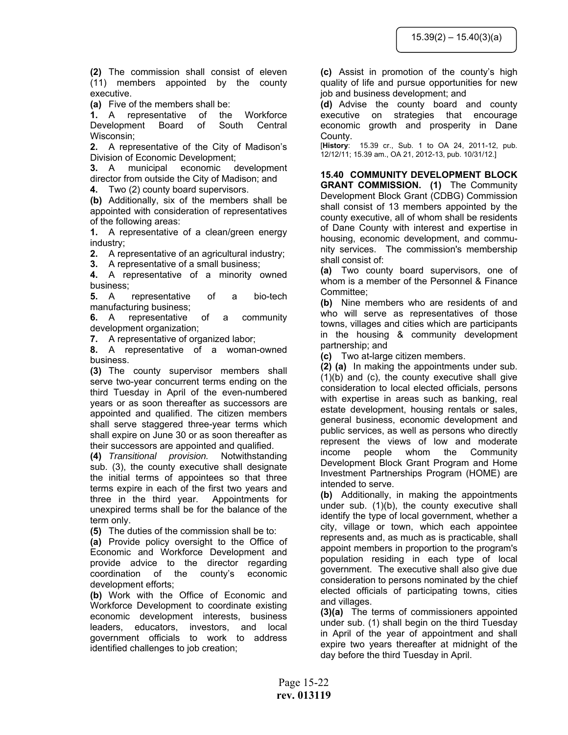**(2)** The commission shall consist of eleven (11) members appointed by the county executive.

**(a)** Five of the members shall be:

**1.** A representative of the Workforce Development Board of South Central Wisconsin;

**2.** A representative of the City of Madison's Division of Economic Development;

**3.** A municipal economic development director from outside the City of Madison; and

**4.** Two (2) county board supervisors.

**(b)** Additionally, six of the members shall be appointed with consideration of representatives of the following areas:

**1.** A representative of a clean/green energy industry;

**2.** A representative of an agricultural industry;

**3.** A representative of a small business;

**4.** A representative of a minority owned business;

**5.** A representative of a bio-tech manufacturing business;

**6.** A representative of a community development organization;

**7.** A representative of organized labor;

**8.** A representative of a woman-owned business.

**(3)** The county supervisor members shall serve two-year concurrent terms ending on the third Tuesday in April of the even-numbered years or as soon thereafter as successors are appointed and qualified. The citizen members shall serve staggered three-year terms which shall expire on June 30 or as soon thereafter as their successors are appointed and qualified.

**(4)** *Transitional provision.* Notwithstanding sub. (3), the county executive shall designate the initial terms of appointees so that three terms expire in each of the first two years and three in the third year. Appointments for unexpired terms shall be for the balance of the term only.

**(5)** The duties of the commission shall be to:

**(a)** Provide policy oversight to the Office of Economic and Workforce Development and provide advice to the director regarding coordination of the county's economic development efforts;

**(b)** Work with the Office of Economic and Workforce Development to coordinate existing economic development interests, business leaders, educators, investors, and local government officials to work to address identified challenges to job creation;

**(c)** Assist in promotion of the county's high quality of life and pursue opportunities for new job and business development; and

**(d)** Advise the county board and county executive on strategies that encourage economic growth and prosperity in Dane County.

[**History**: 15.39 cr., Sub. 1 to OA 24, 2011-12, pub. 12/12/11; 15.39 am., OA 21, 2012-13, pub. 10/31/12.]

**15.40 COMMUNITY DEVELOPMENT BLOCK GRANT COMMISSION.** **(1)** The Community Development Block Grant (CDBG) Commission shall consist of 13 members appointed by the county executive, all of whom shall be residents of Dane County with interest and expertise in housing, economic development, and community services. The commission's membership shall consist of:

**(a)** Two county board supervisors, one of whom is a member of the Personnel & Finance Committee;

**(b)** Nine members who are residents of and who will serve as representatives of those towns, villages and cities which are participants in the housing & community development partnership; and

**(c)** Two at-large citizen members.

**(2) (a)** In making the appointments under sub. (1)(b) and (c), the county executive shall give consideration to local elected officials, persons with expertise in areas such as banking, real estate development, housing rentals or sales, general business, economic development and public services, as well as persons who directly represent the views of low and moderate income people whom the Community Development Block Grant Program and Home Investment Partnerships Program (HOME) are intended to serve.

**(b)** Additionally, in making the appointments under sub. (1)(b), the county executive shall identify the type of local government, whether a city, village or town, which each appointee represents and, as much as is practicable, shall appoint members in proportion to the program's population residing in each type of local government. The executive shall also give due consideration to persons nominated by the chief elected officials of participating towns, cities and villages.

**(3)(a)** The terms of commissioners appointed under sub. (1) shall begin on the third Tuesday in April of the year of appointment and shall expire two years thereafter at midnight of the day before the third Tuesday in April.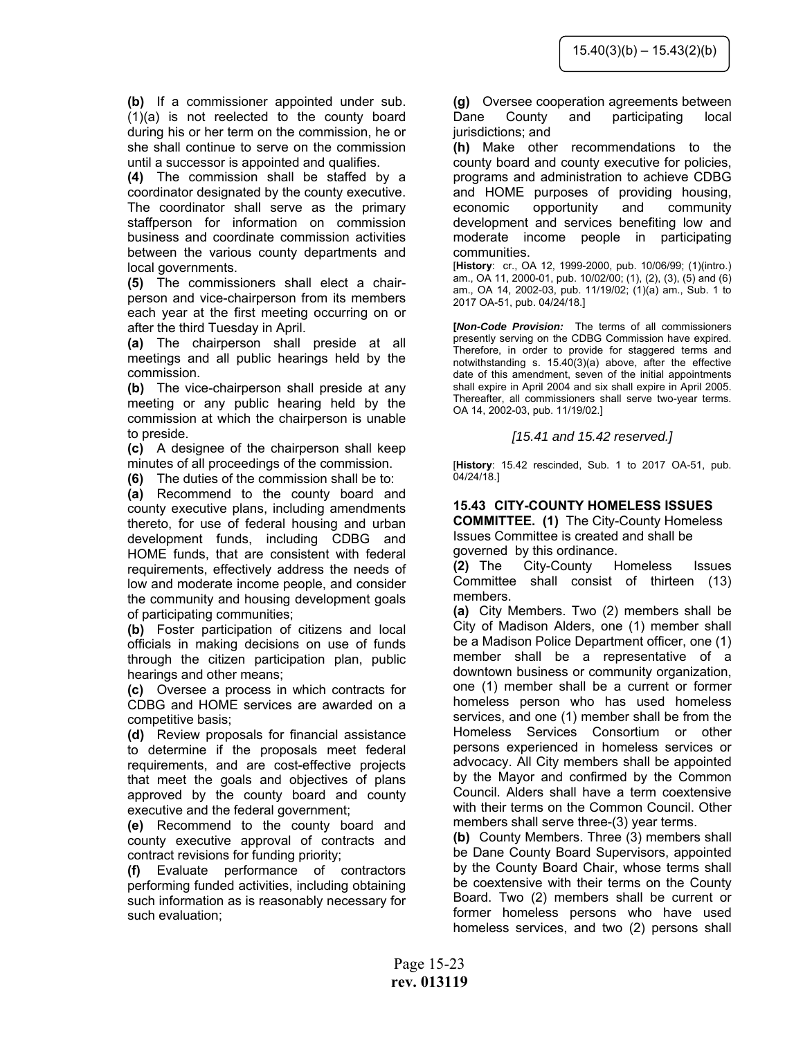**(b)** If a commissioner appointed under sub. (1)(a) is not reelected to the county board during his or her term on the commission, he or she shall continue to serve on the commission until a successor is appointed and qualifies.

**(4)** The commission shall be staffed by a coordinator designated by the county executive. The coordinator shall serve as the primary staffperson for information on commission business and coordinate commission activities between the various county departments and local governments.

**(5)** The commissioners shall elect a chair-person and vice-chairperson from its members each year at the first meeting occurring on or after the third Tuesday in April.

**(a)** The chairperson shall preside at all meetings and all public hearings held by the commission.

**(b)** The vice-chairperson shall preside at any meeting or any public hearing held by the commission at which the chairperson is unable to preside.

**(c)** A designee of the chairperson shall keep minutes of all proceedings of the commission.

**(6)** The duties of the commission shall be to:

**(a)** Recommend to the county board and county executive plans, including amendments thereto, for use of federal housing and urban development funds, including CDBG and HOME funds, that are consistent with federal requirements, effectively address the needs of low and moderate income people, and consider the community and housing development goals of participating communities;

**(b)** Foster participation of citizens and local officials in making decisions on use of funds through the citizen participation plan, public hearings and other means;

**(c)** Oversee a process in which contracts for CDBG and HOME services are awarded on a competitive basis;

**(d)** Review proposals for financial assistance to determine if the proposals meet federal requirements, and are cost-effective projects that meet the goals and objectives of plans approved by the county board and county executive and the federal government;

**(e)** Recommend to the county board and county executive approval of contracts and contract revisions for funding priority;

**(f)** Evaluate performance of contractors performing funded activities, including obtaining such information as is reasonably necessary for such evaluation;

**(g)** Oversee cooperation agreements between Dane County and participating local jurisdictions; and

**(h)** Make other recommendations to the county board and county executive for policies, programs and administration to achieve CDBG and HOME purposes of providing housing, economic opportunity and community development and services benefiting low and moderate income people in participating communities.

[**History**: cr., OA 12, 1999-2000, pub. 10/06/99; (1)(intro.) am., OA 11, 2000-01, pub. 10/02/00; (1), (2), (3), (5) and (6) am., OA 14, 2002-03, pub. 11/19/02; (1)(a) am., Sub. 1 to 2017 OA-51, pub. 04/24/18.]

**[*Non-Code Provision:*** The terms of all commissioners presently serving on the CDBG Commission have expired. Therefore, in order to provide for staggered terms and notwithstanding s. 15.40(3)(a) above, after the effective date of this amendment, seven of the initial appointments shall expire in April 2004 and six shall expire in April 2005. Thereafter, all commissioners shall serve two-year terms. OA 14, 2002-03, pub. 11/19/02.]

*[15.41 and 15.42 reserved.]*

[**History**: 15.42 rescinded, Sub. 1 to 2017 OA-51, pub. 04/24/18.]

**15.43 CITY-COUNTY HOMELESS ISSUES COMMITTEE. (1)** The City-County Homeless Issues Committee is created and shall be governed by this ordinance.

**(2)** The City-County Homeless Issues Committee shall consist of thirteen (13) members.

**(a)** City Members. Two (2) members shall be City of Madison Alders, one (1) member shall be a Madison Police Department officer, one (1) member shall be a representative of a downtown business or community organization, one (1) member shall be a current or former homeless person who has used homeless services, and one (1) member shall be from the Homeless Services Consortium or other persons experienced in homeless services or advocacy. All City members shall be appointed by the Mayor and confirmed by the Common Council. Alders shall have a term coextensive with their terms on the Common Council. Other members shall serve three-(3) year terms.

**(b)** County Members. Three (3) members shall be Dane County Board Supervisors, appointed by the County Board Chair, whose terms shall be coextensive with their terms on the County Board. Two (2) members shall be current or former homeless persons who have used homeless services, and two (2) persons shall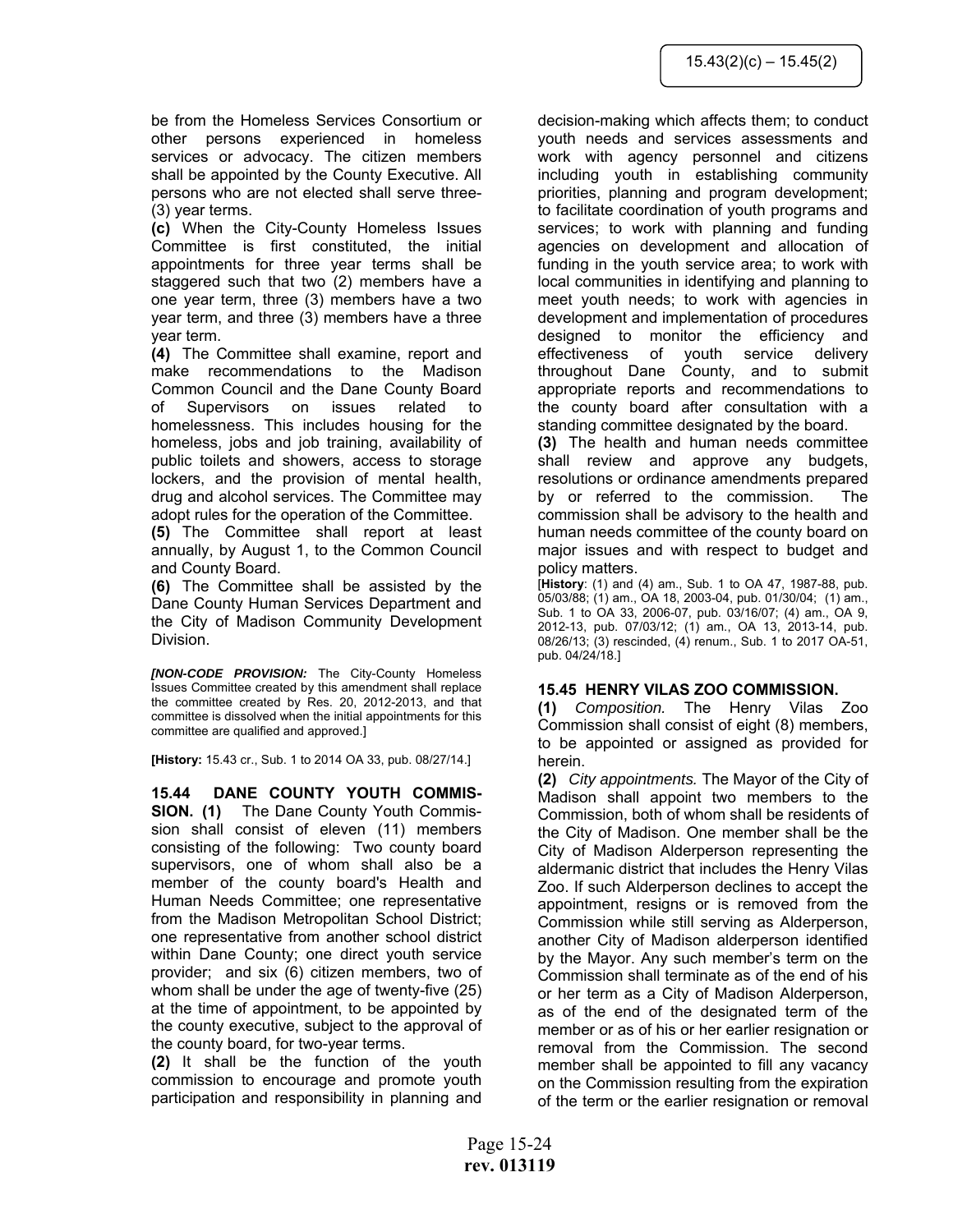be from the Homeless Services Consortium or other persons experienced in homeless services or advocacy. The citizen members shall be appointed by the County Executive. All persons who are not elected shall serve three-(3) year terms.

**(c)** When the City-County Homeless Issues Committee is first constituted, the initial appointments for three year terms shall be staggered such that two (2) members have a one year term, three (3) members have a two year term, and three (3) members have a three year term.

**(4)** The Committee shall examine, report and make recommendations to the Madison Common Council and the Dane County Board of Supervisors on issues related to homelessness. This includes housing for the homeless, jobs and job training, availability of public toilets and showers, access to storage lockers, and the provision of mental health, drug and alcohol services. The Committee may adopt rules for the operation of the Committee.

**(5)** The Committee shall report at least annually, by August 1, to the Common Council and County Board.

**(6)** The Committee shall be assisted by the Dane County Human Services Department and the City of Madison Community Development Division.

***[NON-CODE PROVISION:*** The City-County Homeless Issues Committee created by this amendment shall replace the committee created by Res. 20, 2012-2013, and that committee is dissolved when the initial appointments for this committee are qualified and approved.]

**[History:** 15.43 cr., Sub. 1 to 2014 OA 33, pub. 08/27/14.]

**15.44 DANE COUNTY YOUTH COMMISSION. (1)** The Dane County Youth Commission shall consist of eleven (11) members consisting of the following: Two county board supervisors, one of whom shall also be a member of the county board's Health and Human Needs Committee; one representative from the Madison Metropolitan School District; one representative from another school district within Dane County; one direct youth service provider; and six (6) citizen members, two of whom shall be under the age of twenty-five (25) at the time of appointment, to be appointed by the county executive, subject to the approval of the county board, for two-year terms.

**(2)** It shall be the function of the youth commission to encourage and promote youth participation and responsibility in planning and decision-making which affects them; to conduct youth needs and services assessments and work with agency personnel and citizens including youth in establishing community priorities, planning and program development; to facilitate coordination of youth programs and services; to work with planning and funding agencies on development and allocation of funding in the youth service area; to work with local communities in identifying and planning to meet youth needs; to work with agencies in development and implementation of procedures designed to monitor the efficiency and effectiveness of youth service delivery throughout Dane County, and to submit appropriate reports and recommendations to the county board after consultation with a standing committee designated by the board.

**(3)** The health and human needs committee shall review and approve any budgets, resolutions or ordinance amendments prepared by or referred to the commission. The commission shall be advisory to the health and human needs committee of the county board on major issues and with respect to budget and policy matters.

[**History**: (1) and (4) am., Sub. 1 to OA 47, 1987-88, pub. 05/03/88; (1) am., OA 18, 2003-04, pub. 01/30/04; (1) am., Sub. 1 to OA 33, 2006-07, pub. 03/16/07; (4) am., OA 9, 2012-13, pub. 07/03/12; (1) am., OA 13, 2013-14, pub. 08/26/13; (3) rescinded, (4) renum., Sub. 1 to 2017 OA-51, pub. 04/24/18.]

**15.45 HENRY VILAS ZOO COMMISSION.**

**(1)** *Composition.* The Henry Vilas Zoo Commission shall consist of eight (8) members, to be appointed or assigned as provided for herein.

**(2)** *City appointments.* The Mayor of the City of Madison shall appoint two members to the Commission, both of whom shall be residents of the City of Madison. One member shall be the City of Madison Alderperson representing the aldermanic district that includes the Henry Vilas Zoo. If such Alderperson declines to accept the appointment, resigns or is removed from the Commission while still serving as Alderperson, another City of Madison alderperson identified by the Mayor. Any such member's term on the Commission shall terminate as of the end of his or her term as a City of Madison Alderperson, as of the end of the designated term of the member or as of his or her earlier resignation or removal from the Commission. The second member shall be appointed to fill any vacancy on the Commission resulting from the expiration of the term or the earlier resignation or removal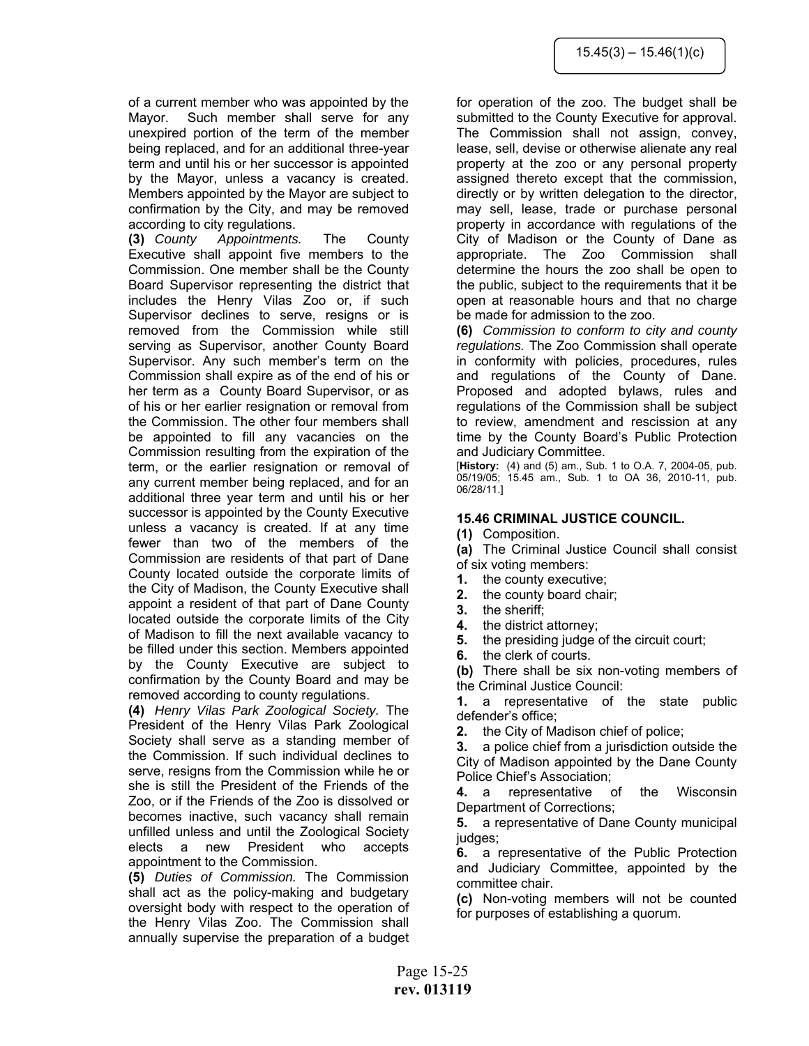of a current member who was appointed by the Mayor. Such member shall serve for any unexpired portion of the term of the member being replaced, and for an additional three-year term and until his or her successor is appointed by the Mayor, unless a vacancy is created. Members appointed by the Mayor are subject to confirmation by the City, and may be removed according to city regulations.

**(3)** *County Appointments.* The County Executive shall appoint five members to the Commission. One member shall be the County Board Supervisor representing the district that includes the Henry Vilas Zoo or, if such Supervisor declines to serve, resigns or is removed from the Commission while still serving as Supervisor, another County Board Supervisor. Any such member's term on the Commission shall expire as of the end of his or her term as a County Board Supervisor, or as of his or her earlier resignation or removal from the Commission. The other four members shall be appointed to fill any vacancies on the Commission resulting from the expiration of the term, or the earlier resignation or removal of any current member being replaced, and for an additional three year term and until his or her successor is appointed by the County Executive unless a vacancy is created. If at any time fewer than two of the members of the Commission are residents of that part of Dane County located outside the corporate limits of the City of Madison, the County Executive shall appoint a resident of that part of Dane County located outside the corporate limits of the City of Madison to fill the next available vacancy to be filled under this section. Members appointed by the County Executive are subject to confirmation by the County Board and may be removed according to county regulations.

**(4)** *Henry Vilas Park Zoological Society.* The President of the Henry Vilas Park Zoological Society shall serve as a standing member of the Commission. If such individual declines to serve, resigns from the Commission while he or she is still the President of the Friends of the Zoo, or if the Friends of the Zoo is dissolved or becomes inactive, such vacancy shall remain unfilled unless and until the Zoological Society elects a new President who accepts appointment to the Commission.

**(5)** *Duties of Commission.* The Commission shall act as the policy-making and budgetary oversight body with respect to the operation of the Henry Vilas Zoo. The Commission shall annually supervise the preparation of a budget for operation of the zoo. The budget shall be submitted to the County Executive for approval. The Commission shall not assign, convey, lease, sell, devise or otherwise alienate any real property at the zoo or any personal property assigned thereto except that the commission, directly or by written delegation to the director, may sell, lease, trade or purchase personal property in accordance with regulations of the City of Madison or the County of Dane as appropriate. The Zoo Commission shall determine the hours the zoo shall be open to the public, subject to the requirements that it be open at reasonable hours and that no charge be made for admission to the zoo.

**(6)** *Commission to conform to city and county regulations.* The Zoo Commission shall operate in conformity with policies, procedures, rules and regulations of the County of Dane. Proposed and adopted bylaws, rules and regulations of the Commission shall be subject to review, amendment and rescission at any time by the County Board's Public Protection and Judiciary Committee.

[**History:** (4) and (5) am., Sub. 1 to O.A. 7, 2004-05, pub. 05/19/05; 15.45 am., Sub. 1 to OA 36, 2010-11, pub. 06/28/11.]

### 15.46 CRIMINAL JUSTICE COUNCIL.

**(1)** Composition.

**(a)** The Criminal Justice Council shall consist of six voting members:

1. the county executive;
2. the county board chair;
3. the sheriff;
4. the district attorney;
5. the presiding judge of the circuit court;
6. the clerk of courts.

**(b)** There shall be six non-voting members of the Criminal Justice Council:

1. a representative of the state public defender's office;
2. the City of Madison chief of police;
3. a police chief from a jurisdiction outside the City of Madison appointed by the Dane County Police Chief's Association;
4. a representative of the Wisconsin Department of Corrections;
5. a representative of Dane County municipal judges;
6. a representative of the Public Protection and Judiciary Committee, appointed by the committee chair.

**(c)** Non-voting members will not be counted for purposes of establishing a quorum.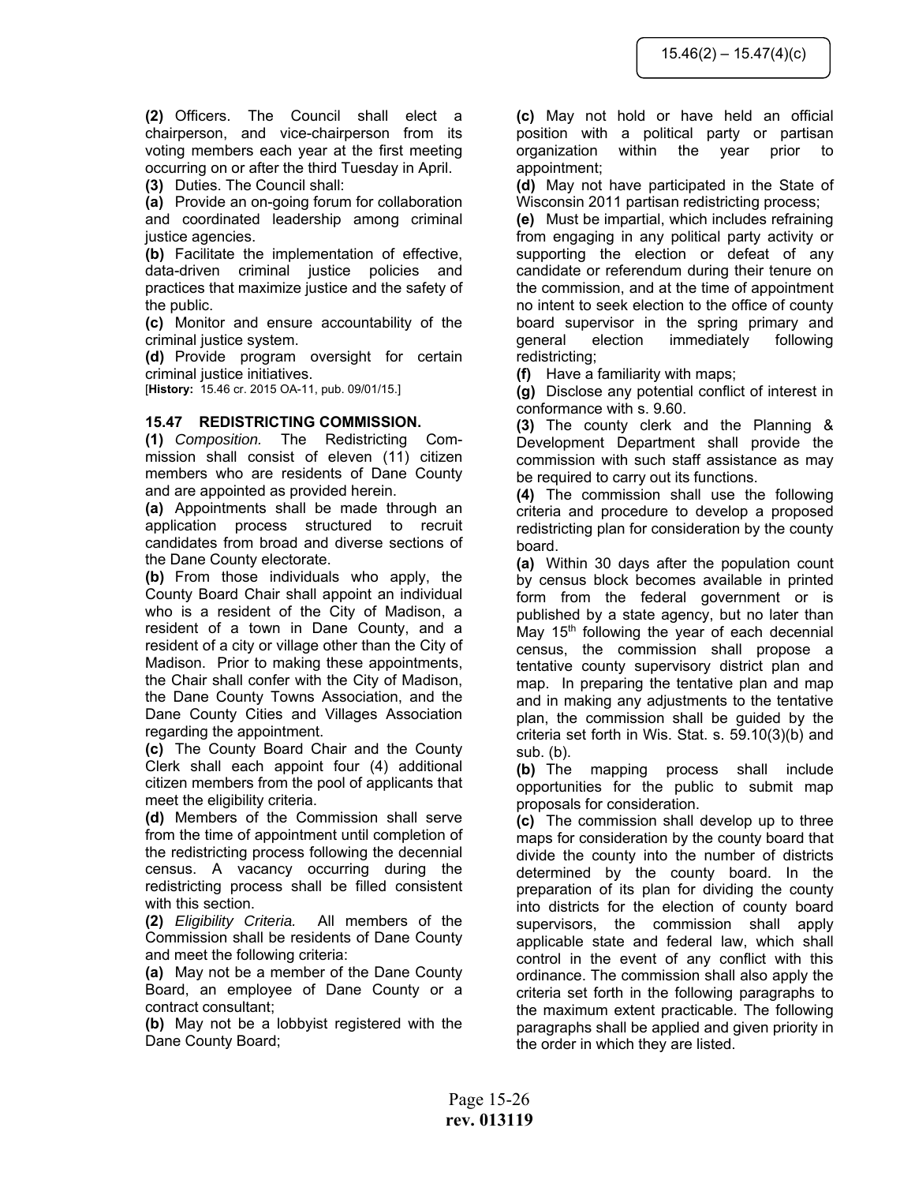**(2)** Officers. The Council shall elect a chairperson, and vice-chairperson from its voting members each year at the first meeting occurring on or after the third Tuesday in April.

**(3)** Duties. The Council shall:

**(a)** Provide an on-going forum for collaboration and coordinated leadership among criminal justice agencies.

**(b)** Facilitate the implementation of effective, data-driven criminal justice policies and practices that maximize justice and the safety of the public.

**(c)** Monitor and ensure accountability of the criminal justice system.

**(d)** Provide program oversight for certain criminal justice initiatives.

[**History:** 15.46 cr. 2015 OA-11, pub. 09/01/15.]

### 15.47 REDISTRICTING COMMISSION.

**(1)** *Composition.* The Redistricting Commission shall consist of eleven (11) citizen members who are residents of Dane County and are appointed as provided herein.

**(a)** Appointments shall be made through an application process structured to recruit candidates from broad and diverse sections of the Dane County electorate.

**(b)** From those individuals who apply, the County Board Chair shall appoint an individual who is a resident of the City of Madison, a resident of a town in Dane County, and a resident of a city or village other than the City of Madison. Prior to making these appointments, the Chair shall confer with the City of Madison, the Dane County Towns Association, and the Dane County Cities and Villages Association regarding the appointment.

**(c)** The County Board Chair and the County Clerk shall each appoint four (4) additional citizen members from the pool of applicants that meet the eligibility criteria.

**(d)** Members of the Commission shall serve from the time of appointment until completion of the redistricting process following the decennial census. A vacancy occurring during the redistricting process shall be filled consistent with this section.

**(2)** *Eligibility Criteria.* All members of the Commission shall be residents of Dane County and meet the following criteria:

**(a)** May not be a member of the Dane County Board, an employee of Dane County or a contract consultant;

**(b)** May not be a lobbyist registered with the Dane County Board;

**(c)** May not hold or have held an official position with a political party or partisan organization within the year prior to appointment;

**(d)** May not have participated in the State of Wisconsin 2011 partisan redistricting process;

**(e)** Must be impartial, which includes refraining from engaging in any political party activity or supporting the election or defeat of any candidate or referendum during their tenure on the commission, and at the time of appointment no intent to seek election to the office of county board supervisor in the spring primary and general election immediately following redistricting;

**(f)** Have a familiarity with maps;

**(g)** Disclose any potential conflict of interest in conformance with s. 9.60.

**(3)** The county clerk and the Planning & Development Department shall provide the commission with such staff assistance as may be required to carry out its functions.

**(4)** The commission shall use the following criteria and procedure to develop a proposed redistricting plan for consideration by the county board.

**(a)** Within 30 days after the population count by census block becomes available in printed form from the federal government or is published by a state agency, but no later than May 15th following the year of each decennial census, the commission shall propose a tentative county supervisory district plan and map. In preparing the tentative plan and map and in making any adjustments to the tentative plan, the commission shall be guided by the criteria set forth in Wis. Stat. s. 59.10(3)(b) and sub. (b).

**(b)** The mapping process shall include opportunities for the public to submit map proposals for consideration.

**(c)** The commission shall develop up to three maps for consideration by the county board that divide the county into the number of districts determined by the county board. In the preparation of its plan for dividing the county into districts for the election of county board supervisors, the commission shall apply applicable state and federal law, which shall control in the event of any conflict with this ordinance. The commission shall also apply the criteria set forth in the following paragraphs to the maximum extent practicable. The following paragraphs shall be applied and given priority in the order in which they are listed.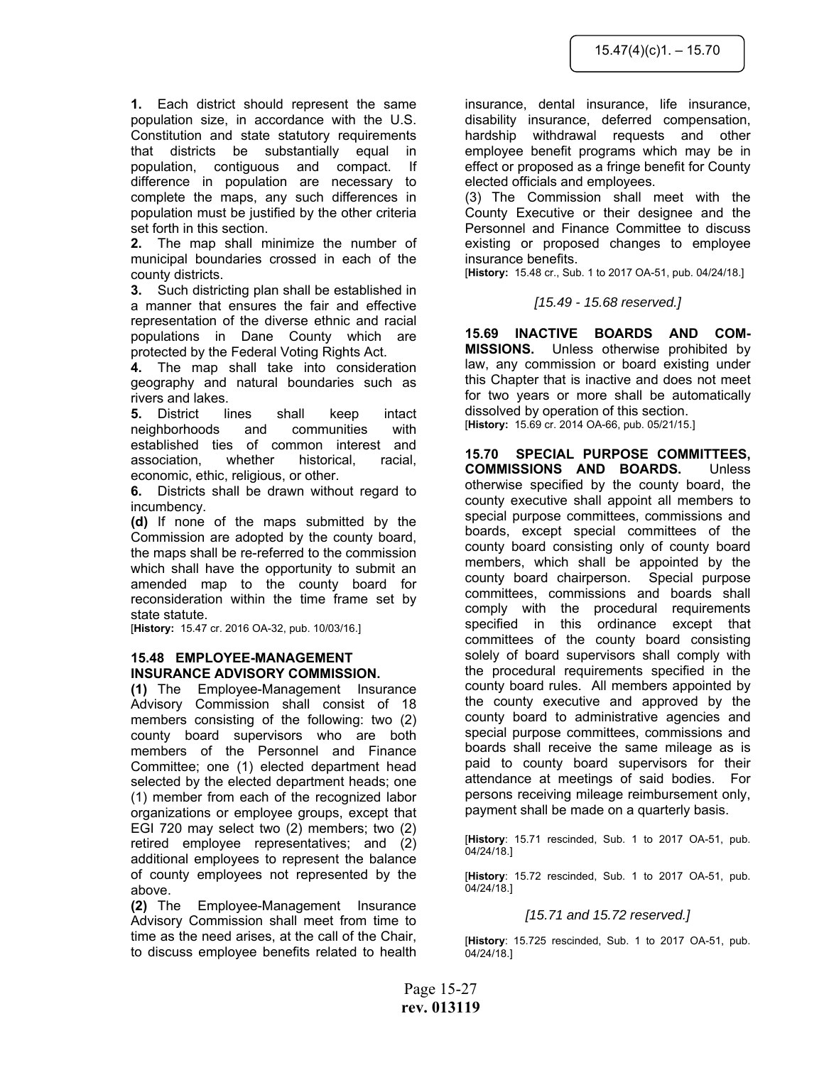**1.** Each district should represent the same population size, in accordance with the U.S. Constitution and state statutory requirements that districts be substantially equal in population, contiguous and compact. If difference in population are necessary to complete the maps, any such differences in population must be justified by the other criteria set forth in this section.

**2.** The map shall minimize the number of municipal boundaries crossed in each of the county districts.

**3.** Such districting plan shall be established in a manner that ensures the fair and effective representation of the diverse ethnic and racial populations in Dane County which are protected by the Federal Voting Rights Act.

**4.** The map shall take into consideration geography and natural boundaries such as rivers and lakes.

**5.** District lines shall keep intact neighborhoods and communities with established ties of common interest and association, whether historical, racial, economic, ethic, religious, or other.

**6.** Districts shall be drawn without regard to incumbency.

**(d)** If none of the maps submitted by the Commission are adopted by the county board, the maps shall be re-referred to the commission which shall have the opportunity to submit an amended map to the county board for reconsideration within the time frame set by state statute.

[**History:** 15.47 cr. 2016 OA-32, pub. 10/03/16.]

**15.48 EMPLOYEE-MANAGEMENT INSURANCE ADVISORY COMMISSION.**

**(1)** The Employee-Management Insurance Advisory Commission shall consist of 18 members consisting of the following: two (2) county board supervisors who are both members of the Personnel and Finance Committee; one (1) elected department head selected by the elected department heads; one (1) member from each of the recognized labor organizations or employee groups, except that EGI 720 may select two (2) members; two (2) retired employee representatives; and (2) additional employees to represent the balance of county employees not represented by the above.

**(2)** The Employee-Management Insurance Advisory Commission shall meet from time to time as the need arises, at the call of the Chair, to discuss employee benefits related to health insurance, dental insurance, life insurance, disability insurance, deferred compensation, hardship withdrawal requests and other employee benefit programs which may be in effect or proposed as a fringe benefit for County elected officials and employees.

(3) The Commission shall meet with the County Executive or their designee and the Personnel and Finance Committee to discuss existing or proposed changes to employee insurance benefits.

[**History:** 15.48 cr., Sub. 1 to 2017 OA-51, pub. 04/24/18.]

*[15.49 - 15.68 reserved.]*

**15.69 INACTIVE BOARDS AND COMMISSIONS.** Unless otherwise prohibited by law, any commission or board existing under this Chapter that is inactive and does not meet for two years or more shall be automatically dissolved by operation of this section.

[**History:** 15.69 cr. 2014 OA-66, pub. 05/21/15.]

**15.70 SPECIAL PURPOSE COMMITTEES, COMMISSIONS AND BOARDS.** Unless otherwise specified by the county board, the county executive shall appoint all members to special purpose committees, commissions and boards, except special committees of the county board consisting only of county board members, which shall be appointed by the county board chairperson. Special purpose committees, commissions and boards shall comply with the procedural requirements specified in this ordinance except that committees of the county board consisting solely of board supervisors shall comply with the procedural requirements specified in the county board rules. All members appointed by the county executive and approved by the county board to administrative agencies and special purpose committees, commissions and boards shall receive the same mileage as is paid to county board supervisors for their attendance at meetings of said bodies. For persons receiving mileage reimbursement only, payment shall be made on a quarterly basis.

[**History**: 15.71 rescinded, Sub. 1 to 2017 OA-51, pub. 04/24/18.]

[**History**: 15.72 rescinded, Sub. 1 to 2017 OA-51, pub. 04/24/18.]

*[15.71 and 15.72 reserved.]*

[**History**: 15.725 rescinded, Sub. 1 to 2017 OA-51, pub. 04/24/18.]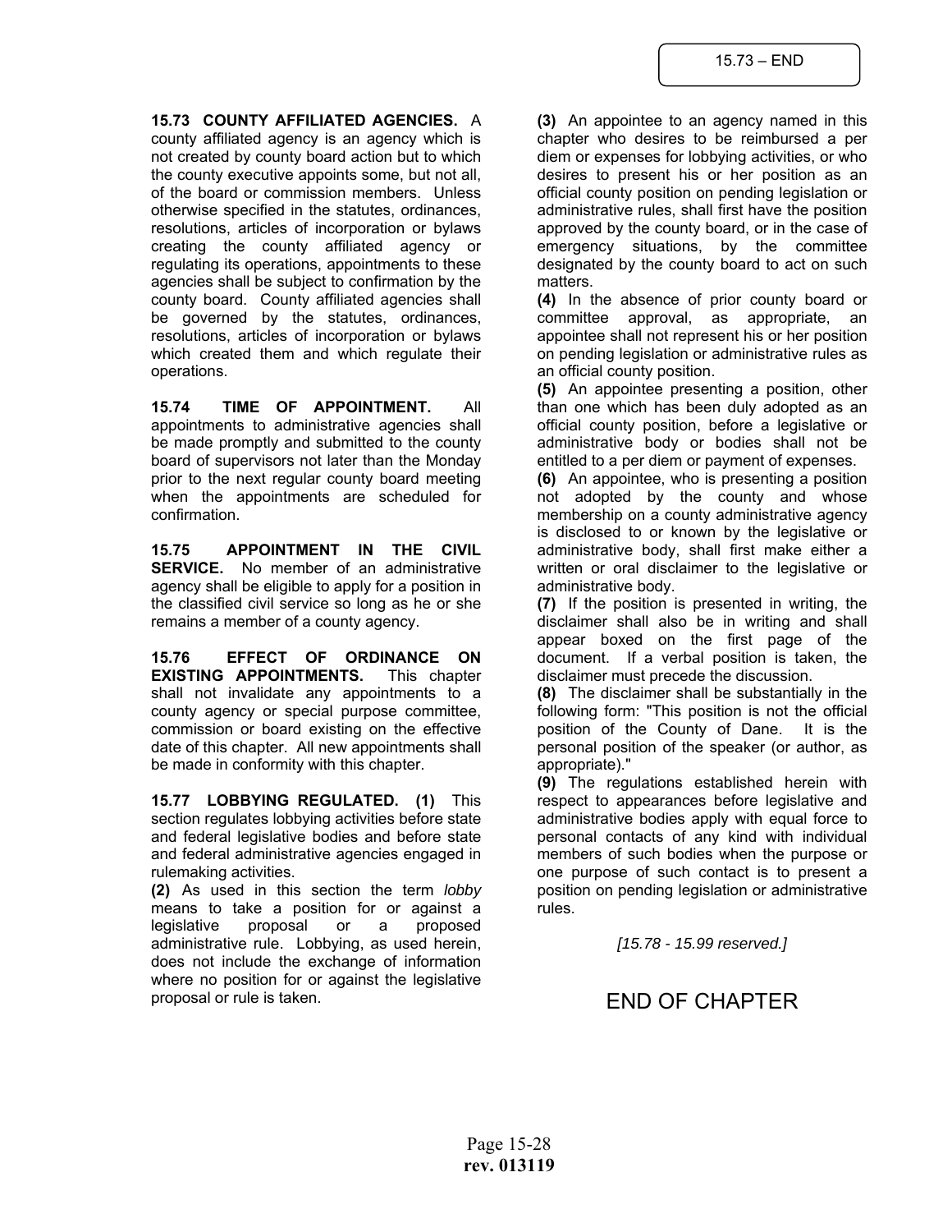**15.73 COUNTY AFFILIATED AGENCIES.** A county affiliated agency is an agency which is not created by county board action but to which the county executive appoints some, but not all, of the board or commission members. Unless otherwise specified in the statutes, ordinances, resolutions, articles of incorporation or bylaws creating the county affiliated agency or regulating its operations, appointments to these agencies shall be subject to confirmation by the county board. County affiliated agencies shall be governed by the statutes, ordinances, resolutions, articles of incorporation or bylaws which created them and which regulate their operations.

**15.74 TIME OF APPOINTMENT.** All appointments to administrative agencies shall be made promptly and submitted to the county board of supervisors not later than the Monday prior to the next regular county board meeting when the appointments are scheduled for confirmation.

**15.75 APPOINTMENT IN THE CIVIL SERVICE.** No member of an administrative agency shall be eligible to apply for a position in the classified civil service so long as he or she remains a member of a county agency.

**15.76 EFFECT OF ORDINANCE ON EXISTING APPOINTMENTS.** This chapter shall not invalidate any appointments to a county agency or special purpose committee, commission or board existing on the effective date of this chapter. All new appointments shall be made in conformity with this chapter.

**15.77 LOBBYING REGULATED. (1)** This section regulates lobbying activities before state and federal legislative bodies and before state and federal administrative agencies engaged in rulemaking activities.

**(2)** As used in this section the term *lobby* means to take a position for or against a legislative proposal or a proposed administrative rule. Lobbying, as used herein, does not include the exchange of information where no position for or against the legislative proposal or rule is taken.

**(3)** An appointee to an agency named in this chapter who desires to be reimbursed a per diem or expenses for lobbying activities, or who desires to present his or her position as an official county position on pending legislation or administrative rules, shall first have the position approved by the county board, or in the case of emergency situations, by the committee designated by the county board to act on such matters.

**(4)** In the absence of prior county board or committee approval, as appropriate, an appointee shall not represent his or her position on pending legislation or administrative rules as an official county position.

**(5)** An appointee presenting a position, other than one which has been duly adopted as an official county position, before a legislative or administrative body or bodies shall not be entitled to a per diem or payment of expenses.

**(6)** An appointee, who is presenting a position not adopted by the county and whose membership on a county administrative agency is disclosed to or known by the legislative or administrative body, shall first make either a written or oral disclaimer to the legislative or administrative body.

**(7)** If the position is presented in writing, the disclaimer shall also be in writing and shall appear boxed on the first page of the document. If a verbal position is taken, the disclaimer must precede the discussion.

**(8)** The disclaimer shall be substantially in the following form: "This position is not the official position of the County of Dane. It is the personal position of the speaker (or author, as appropriate)."

**(9)** The regulations established herein with respect to appearances before legislative and administrative bodies apply with equal force to personal contacts of any kind with individual members of such bodies when the purpose or one purpose of such contact is to present a position on pending legislation or administrative rules.

*[15.78 - 15.99 reserved.]*

END OF CHAPTER

**rev. 013119**